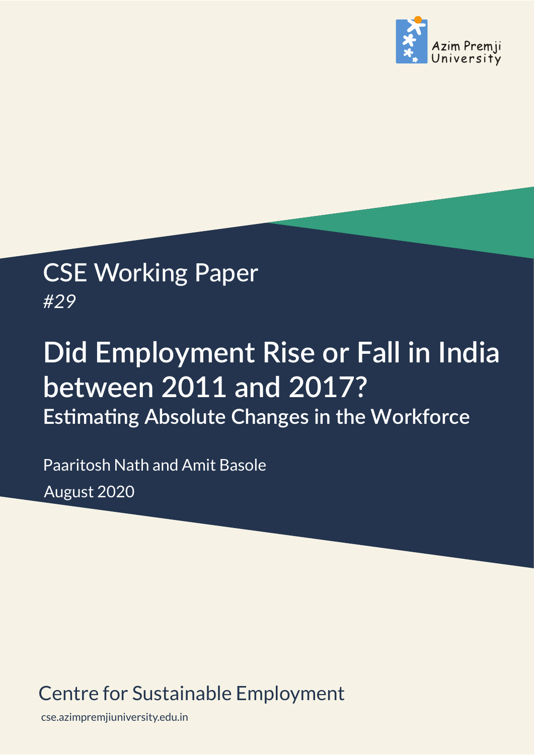Azim Premji University

CSE Working Paper

*#29*

# Did Employment Rise or Fall in India between 2011 and 2017?

## Estimating Absolute Changes in the Workforce

Paaritosh Nath and Amit Basole

August 2020

Centre for Sustainable Employment

cse.azimpremjiuniversity.edu.in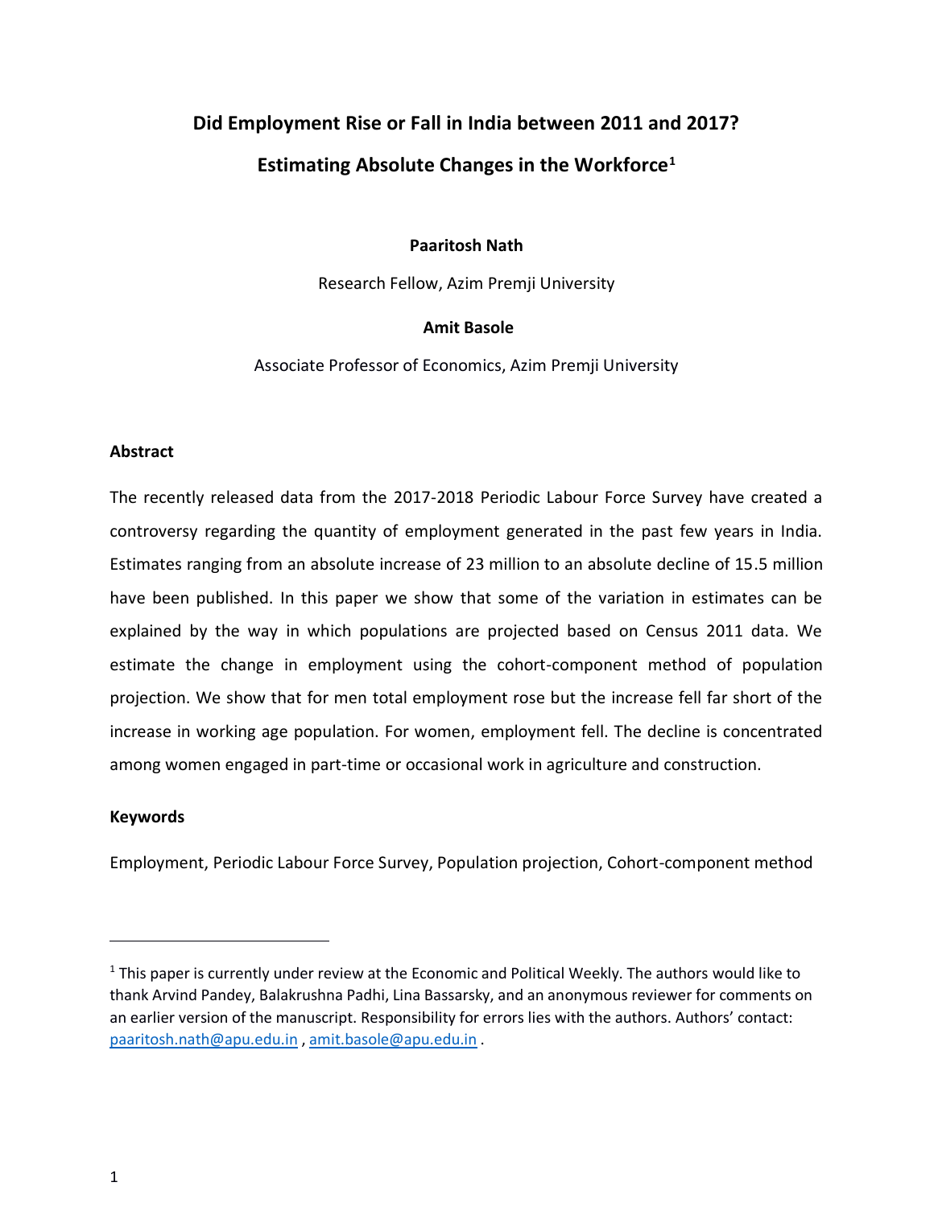# Did Employment Rise or Fall in India between 2011 and 2017?

# Estimating Absolute Changes in the Workforce[1]

**Paaritosh Nath**

Research Fellow, Azim Premji University

**Amit Basole**

Associate Professor of Economics, Azim Premji University

**Abstract**

The recently released data from the 2017-2018 Periodic Labour Force Survey have created a controversy regarding the quantity of employment generated in the past few years in India. Estimates ranging from an absolute increase of 23 million to an absolute decline of 15.5 million have been published. In this paper we show that some of the variation in estimates can be explained by the way in which populations are projected based on Census 2011 data. We estimate the change in employment using the cohort-component method of population projection. We show that for men total employment rose but the increase fell far short of the increase in working age population. For women, employment fell. The decline is concentrated among women engaged in part-time or occasional work in agriculture and construction.

**Keywords**

Employment, Periodic Labour Force Survey, Population projection, Cohort-component method

---

[1] This paper is currently under review at the Economic and Political Weekly. The authors would like to thank Arvind Pandey, Balakrushna Padhi, Lina Bassarsky, and an anonymous reviewer for comments on an earlier version of the manuscript. Responsibility for errors lies with the authors. Authors' contact: paaritosh.nath@apu.edu.in , amit.basole@apu.edu.in .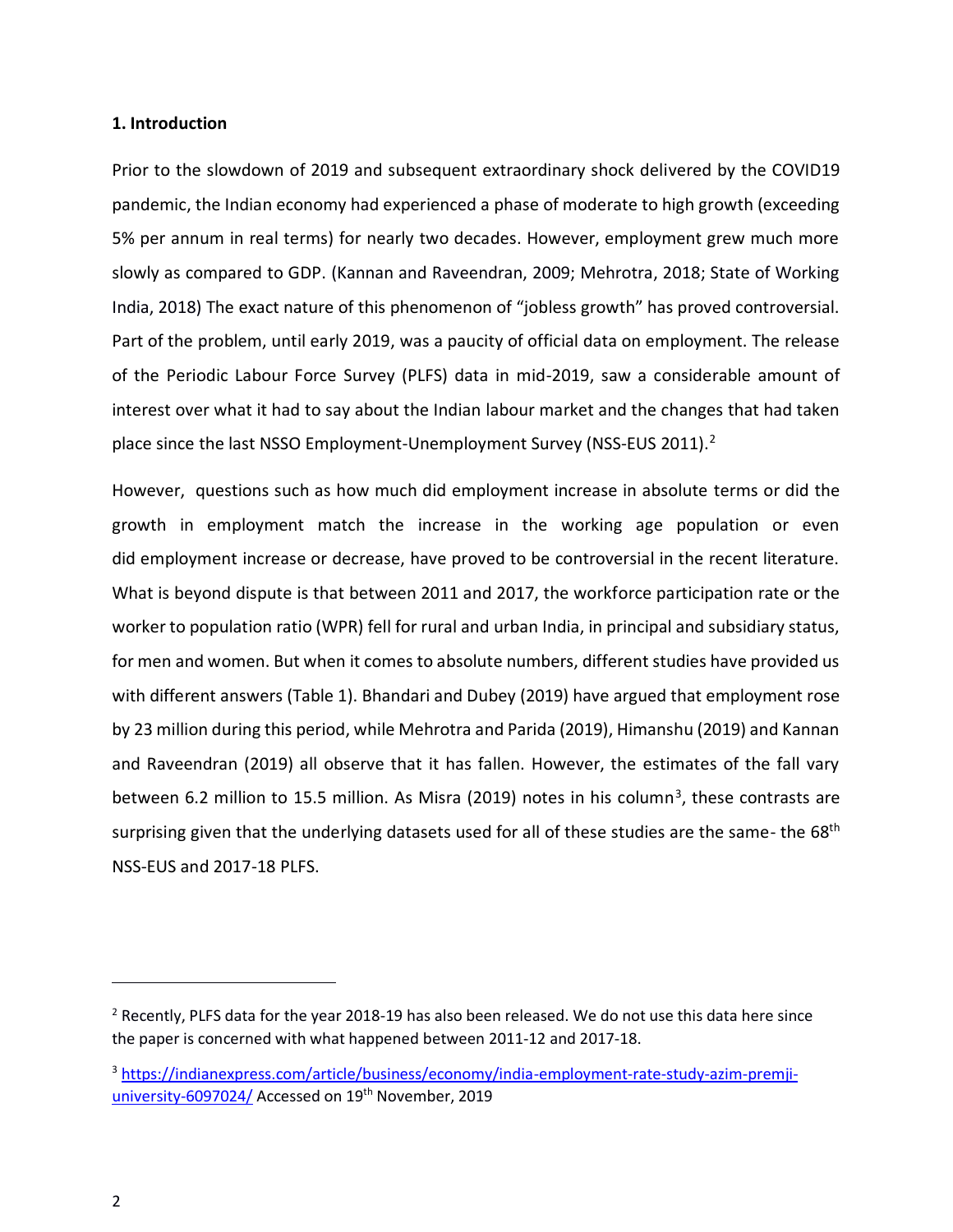## 1. Introduction

Prior to the slowdown of 2019 and subsequent extraordinary shock delivered by the COVID19 pandemic, the Indian economy had experienced a phase of moderate to high growth (exceeding 5% per annum in real terms) for nearly two decades. However, employment grew much more slowly as compared to GDP. (Kannan and Raveendran, 2009; Mehrotra, 2018; State of Working India, 2018) The exact nature of this phenomenon of "jobless growth" has proved controversial. Part of the problem, until early 2019, was a paucity of official data on employment. The release of the Periodic Labour Force Survey (PLFS) data in mid-2019, saw a considerable amount of interest over what it had to say about the Indian labour market and the changes that had taken place since the last NSSO Employment-Unemployment Survey (NSS-EUS 2011).[2]

However, questions such as how much did employment increase in absolute terms or did the growth in employment match the increase in the working age population or even did employment increase or decrease, have proved to be controversial in the recent literature. What is beyond dispute is that between 2011 and 2017, the workforce participation rate or the worker to population ratio (WPR) fell for rural and urban India, in principal and subsidiary status, for men and women. But when it comes to absolute numbers, different studies have provided us with different answers (Table 1). Bhandari and Dubey (2019) have argued that employment rose by 23 million during this period, while Mehrotra and Parida (2019), Himanshu (2019) and Kannan and Raveendran (2019) all observe that it has fallen. However, the estimates of the fall vary between 6.2 million to 15.5 million. As Misra (2019) notes in his column[3], these contrasts are surprising given that the underlying datasets used for all of these studies are the same- the 68th NSS-EUS and 2017-18 PLFS.

---

[2] Recently, PLFS data for the year 2018-19 has also been released. We do not use this data here since the paper is concerned with what happened between 2011-12 and 2017-18.

[3] https://indianexpress.com/article/business/economy/india-employment-rate-study-azim-premji-university-6097024/ Accessed on 19th November, 2019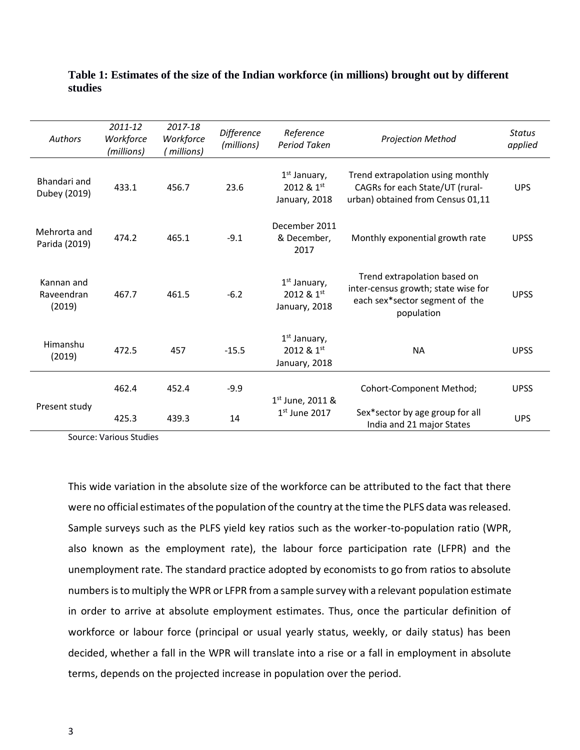**Table 1: Estimates of the size of the Indian workforce (in millions) brought out by different studies**

| *Authors* | *2011-12 Workforce (millions)* | *2017-18 Workforce ( millions)* | *Difference (millions)* | *Reference Period Taken* | *Projection Method* | *Status applied* |
|---|---|---|---|---|---|---|
| Bhandari and Dubey (2019) | 433.1 | 456.7 | 23.6 | 1st January, 2012 & 1st January, 2018 | Trend extrapolation using monthly CAGRs for each State/UT (rural-urban) obtained from Census 01,11 | UPS |
| Mehrorta and Parida (2019) | 474.2 | 465.1 | -9.1 | December 2011 & December, 2017 | Monthly exponential growth rate | UPSS |
| Kannan and Raveendran (2019) | 467.7 | 461.5 | -6.2 | 1st January, 2012 & 1st January, 2018 | Trend extrapolation based on inter-census growth; state wise for each sex*sector segment of the population | UPSS |
| Himanshu (2019) | 472.5 | 457 | -15.5 | 1st January, 2012 & 1st January, 2018 | NA | UPSS |
| Present study | 462.4 | 452.4 | -9.9 | 1st June, 2011 & 1st June 2017 | Cohort-Component Method; | UPSS |
| | 425.3 | 439.3 | 14 | | Sex*sector by age group for all India and 21 major States | UPS |

Source: Various Studies

This wide variation in the absolute size of the workforce can be attributed to the fact that there were no official estimates of the population of the country at the time the PLFS data was released. Sample surveys such as the PLFS yield key ratios such as the worker-to-population ratio (WPR, also known as the employment rate), the labour force participation rate (LFPR) and the unemployment rate. The standard practice adopted by economists to go from ratios to absolute numbers is to multiply the WPR or LFPR from a sample survey with a relevant population estimate in order to arrive at absolute employment estimates. Thus, once the particular definition of workforce or labour force (principal or usual yearly status, weekly, or daily status) has been decided, whether a fall in the WPR will translate into a rise or a fall in employment in absolute terms, depends on the projected increase in population over the period.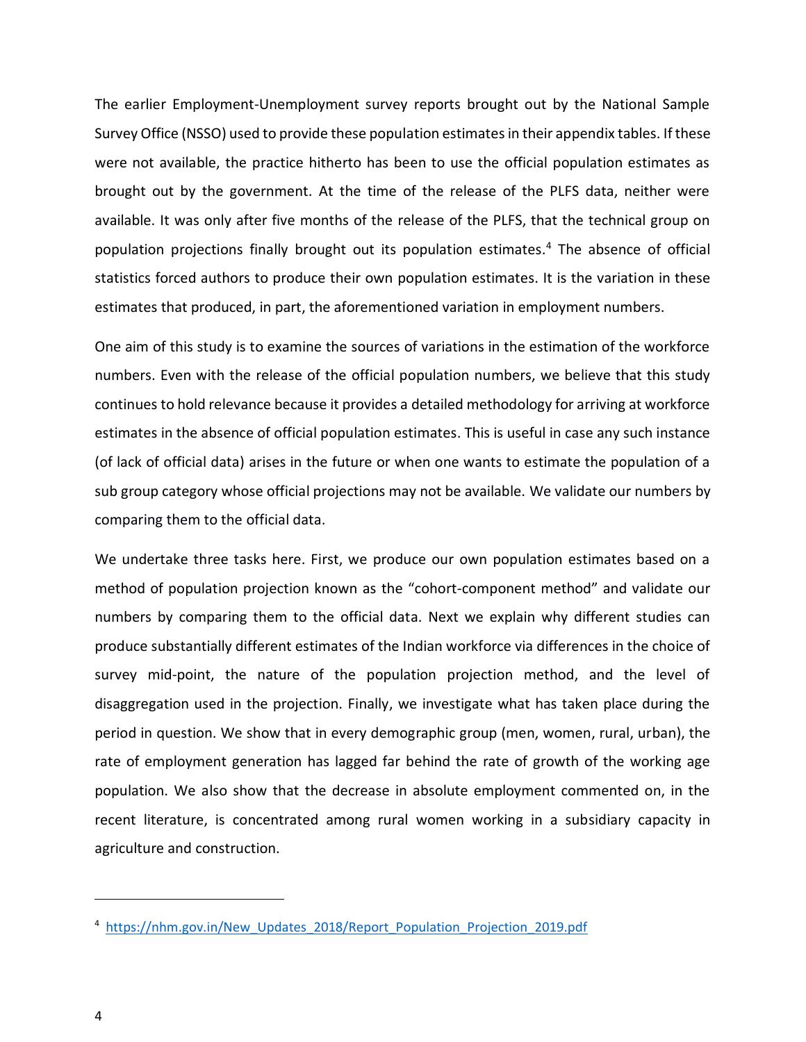The earlier Employment-Unemployment survey reports brought out by the National Sample Survey Office (NSSO) used to provide these population estimates in their appendix tables. If these were not available, the practice hitherto has been to use the official population estimates as brought out by the government. At the time of the release of the PLFS data, neither were available. It was only after five months of the release of the PLFS, that the technical group on population projections finally brought out its population estimates.[4] The absence of official statistics forced authors to produce their own population estimates. It is the variation in these estimates that produced, in part, the aforementioned variation in employment numbers.

One aim of this study is to examine the sources of variations in the estimation of the workforce numbers. Even with the release of the official population numbers, we believe that this study continues to hold relevance because it provides a detailed methodology for arriving at workforce estimates in the absence of official population estimates. This is useful in case any such instance (of lack of official data) arises in the future or when one wants to estimate the population of a sub group category whose official projections may not be available. We validate our numbers by comparing them to the official data.

We undertake three tasks here. First, we produce our own population estimates based on a method of population projection known as the "cohort-component method" and validate our numbers by comparing them to the official data. Next we explain why different studies can produce substantially different estimates of the Indian workforce via differences in the choice of survey mid-point, the nature of the population projection method, and the level of disaggregation used in the projection. Finally, we investigate what has taken place during the period in question. We show that in every demographic group (men, women, rural, urban), the rate of employment generation has lagged far behind the rate of growth of the working age population. We also show that the decrease in absolute employment commented on, in the recent literature, is concentrated among rural women working in a subsidiary capacity in agriculture and construction.

---

[4] https://nhm.gov.in/New_Updates_2018/Report_Population_Projection_2019.pdf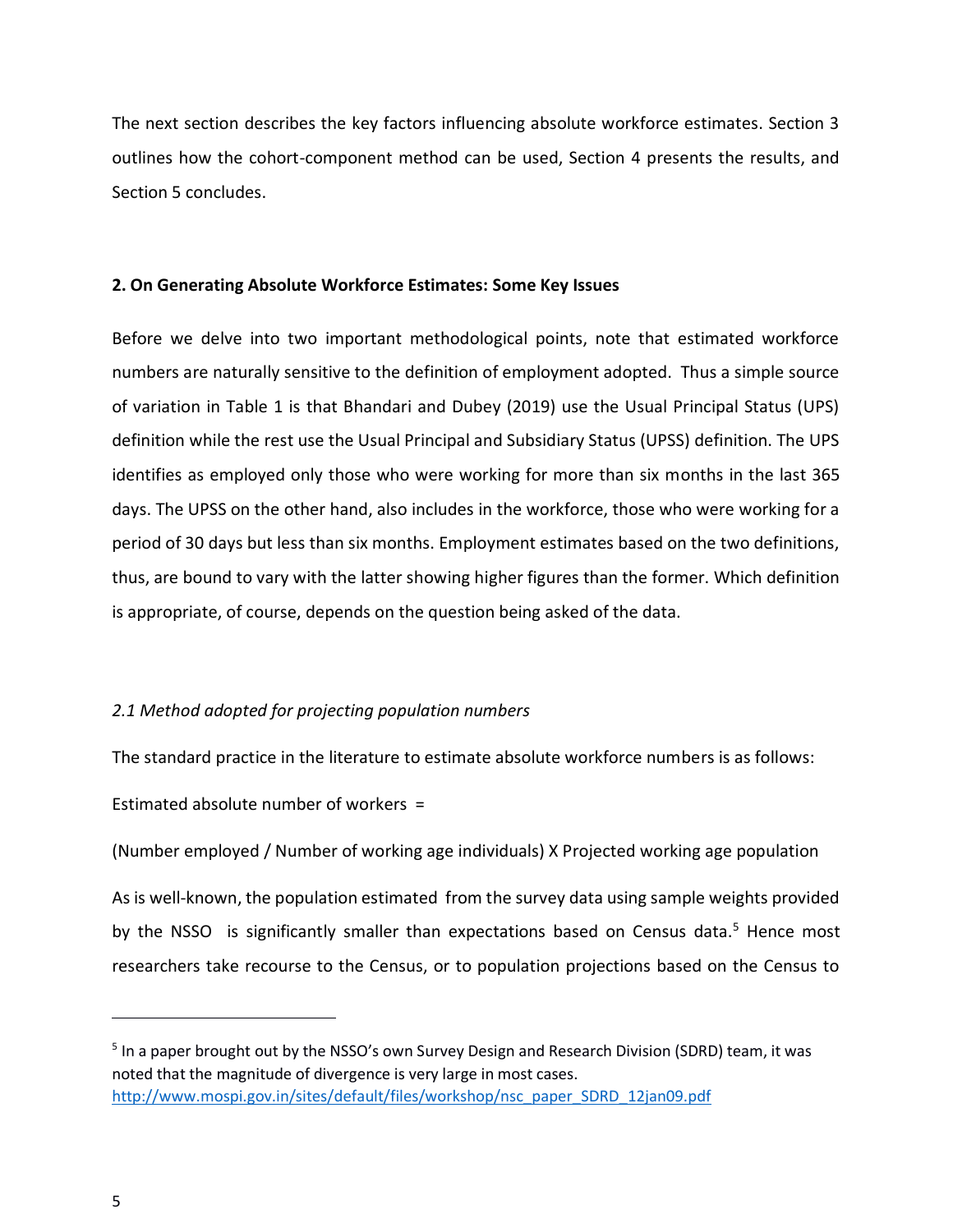The next section describes the key factors influencing absolute workforce estimates. Section 3 outlines how the cohort-component method can be used, Section 4 presents the results, and Section 5 concludes.

## 2. On Generating Absolute Workforce Estimates: Some Key Issues

Before we delve into two important methodological points, note that estimated workforce numbers are naturally sensitive to the definition of employment adopted. Thus a simple source of variation in Table 1 is that Bhandari and Dubey (2019) use the Usual Principal Status (UPS) definition while the rest use the Usual Principal and Subsidiary Status (UPSS) definition. The UPS identifies as employed only those who were working for more than six months in the last 365 days. The UPSS on the other hand, also includes in the workforce, those who were working for a period of 30 days but less than six months. Employment estimates based on the two definitions, thus, are bound to vary with the latter showing higher figures than the former. Which definition is appropriate, of course, depends on the question being asked of the data.

### *2.1 Method adopted for projecting population numbers*

The standard practice in the literature to estimate absolute workforce numbers is as follows:

Estimated absolute number of workers =

(Number employed / Number of working age individuals) X Projected working age population

As is well-known, the population estimated from the survey data using sample weights provided by the NSSO is significantly smaller than expectations based on Census data.[5] Hence most researchers take recourse to the Census, or to population projections based on the Census to

---

[5] In a paper brought out by the NSSO's own Survey Design and Research Division (SDRD) team, it was noted that the magnitude of divergence is very large in most cases. http://www.mospi.gov.in/sites/default/files/workshop/nsc_paper_SDRD_12jan09.pdf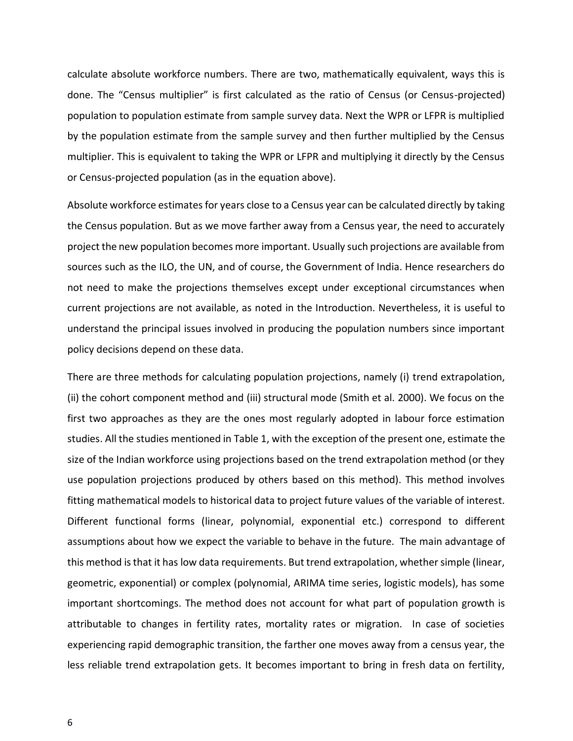calculate absolute workforce numbers. There are two, mathematically equivalent, ways this is done. The "Census multiplier" is first calculated as the ratio of Census (or Census-projected) population to population estimate from sample survey data. Next the WPR or LFPR is multiplied by the population estimate from the sample survey and then further multiplied by the Census multiplier. This is equivalent to taking the WPR or LFPR and multiplying it directly by the Census or Census-projected population (as in the equation above).

Absolute workforce estimates for years close to a Census year can be calculated directly by taking the Census population. But as we move farther away from a Census year, the need to accurately project the new population becomes more important. Usually such projections are available from sources such as the ILO, the UN, and of course, the Government of India. Hence researchers do not need to make the projections themselves except under exceptional circumstances when current projections are not available, as noted in the Introduction. Nevertheless, it is useful to understand the principal issues involved in producing the population numbers since important policy decisions depend on these data.

There are three methods for calculating population projections, namely (i) trend extrapolation, (ii) the cohort component method and (iii) structural mode (Smith et al. 2000). We focus on the first two approaches as they are the ones most regularly adopted in labour force estimation studies. All the studies mentioned in Table 1, with the exception of the present one, estimate the size of the Indian workforce using projections based on the trend extrapolation method (or they use population projections produced by others based on this method). This method involves fitting mathematical models to historical data to project future values of the variable of interest. Different functional forms (linear, polynomial, exponential etc.) correspond to different assumptions about how we expect the variable to behave in the future. The main advantage of this method is that it has low data requirements. But trend extrapolation, whether simple (linear, geometric, exponential) or complex (polynomial, ARIMA time series, logistic models), has some important shortcomings. The method does not account for what part of population growth is attributable to changes in fertility rates, mortality rates or migration. In case of societies experiencing rapid demographic transition, the farther one moves away from a census year, the less reliable trend extrapolation gets. It becomes important to bring in fresh data on fertility,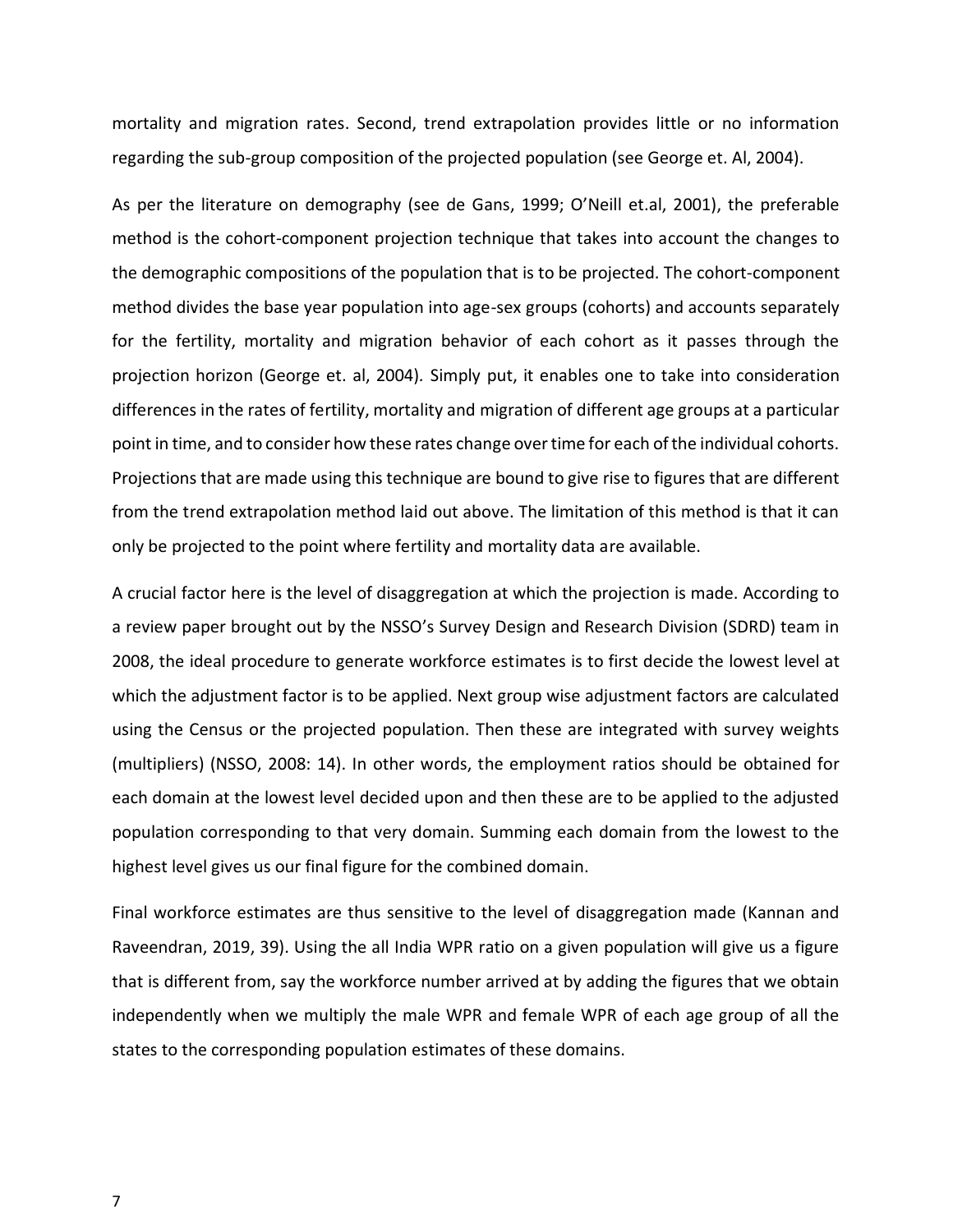mortality and migration rates. Second, trend extrapolation provides little or no information regarding the sub-group composition of the projected population (see George et. Al, 2004).

As per the literature on demography (see de Gans, 1999; O'Neill et.al, 2001), the preferable method is the cohort-component projection technique that takes into account the changes to the demographic compositions of the population that is to be projected. The cohort-component method divides the base year population into age-sex groups (cohorts) and accounts separately for the fertility, mortality and migration behavior of each cohort as it passes through the projection horizon (George et. al, 2004). Simply put, it enables one to take into consideration differences in the rates of fertility, mortality and migration of different age groups at a particular point in time, and to consider how these rates change over time for each of the individual cohorts. Projections that are made using this technique are bound to give rise to figures that are different from the trend extrapolation method laid out above. The limitation of this method is that it can only be projected to the point where fertility and mortality data are available.

A crucial factor here is the level of disaggregation at which the projection is made. According to a review paper brought out by the NSSO's Survey Design and Research Division (SDRD) team in 2008, the ideal procedure to generate workforce estimates is to first decide the lowest level at which the adjustment factor is to be applied. Next group wise adjustment factors are calculated using the Census or the projected population. Then these are integrated with survey weights (multipliers) (NSSO, 2008: 14). In other words, the employment ratios should be obtained for each domain at the lowest level decided upon and then these are to be applied to the adjusted population corresponding to that very domain. Summing each domain from the lowest to the highest level gives us our final figure for the combined domain.

Final workforce estimates are thus sensitive to the level of disaggregation made (Kannan and Raveendran, 2019, 39). Using the all India WPR ratio on a given population will give us a figure that is different from, say the workforce number arrived at by adding the figures that we obtain independently when we multiply the male WPR and female WPR of each age group of all the states to the corresponding population estimates of these domains.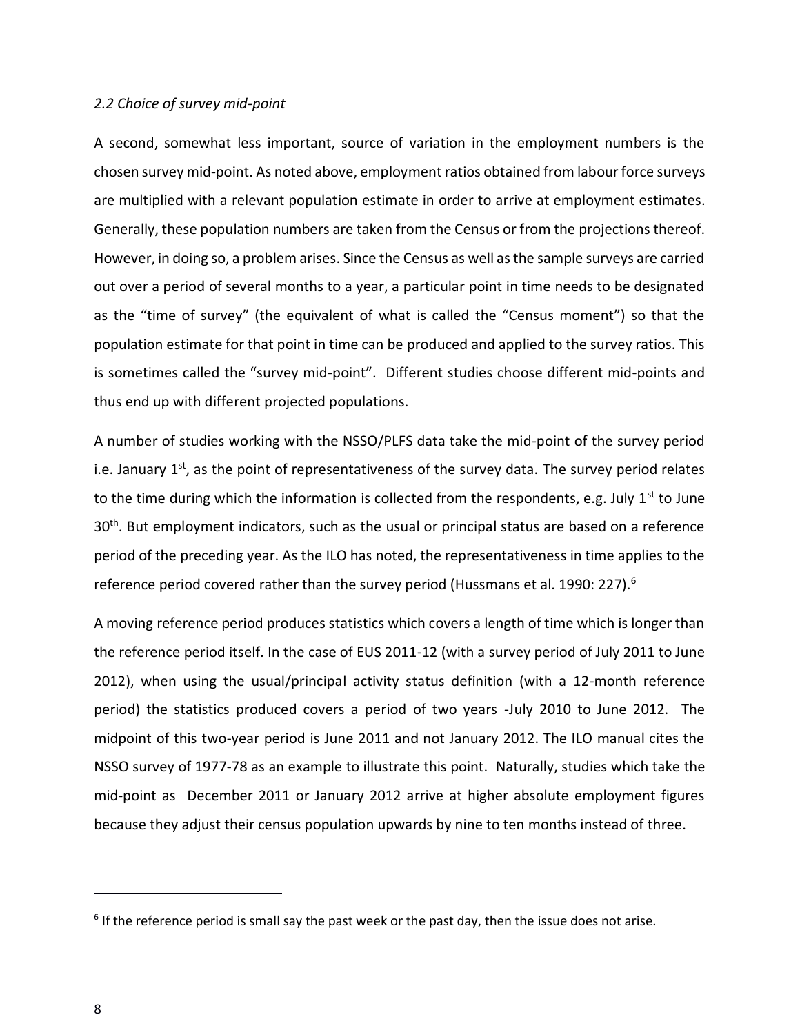*2.2 Choice of survey mid-point*

A second, somewhat less important, source of variation in the employment numbers is the chosen survey mid-point. As noted above, employment ratios obtained from labour force surveys are multiplied with a relevant population estimate in order to arrive at employment estimates. Generally, these population numbers are taken from the Census or from the projections thereof. However, in doing so, a problem arises. Since the Census as well as the sample surveys are carried out over a period of several months to a year, a particular point in time needs to be designated as the "time of survey" (the equivalent of what is called the "Census moment") so that the population estimate for that point in time can be produced and applied to the survey ratios. This is sometimes called the "survey mid-point". Different studies choose different mid-points and thus end up with different projected populations.

A number of studies working with the NSSO/PLFS data take the mid-point of the survey period i.e. January 1st, as the point of representativeness of the survey data. The survey period relates to the time during which the information is collected from the respondents, e.g. July 1st to June 30th. But employment indicators, such as the usual or principal status are based on a reference period of the preceding year. As the ILO has noted, the representativeness in time applies to the reference period covered rather than the survey period (Hussmans et al. 1990: 227).[6]

A moving reference period produces statistics which covers a length of time which is longer than the reference period itself. In the case of EUS 2011-12 (with a survey period of July 2011 to June 2012), when using the usual/principal activity status definition (with a 12-month reference period) the statistics produced covers a period of two years -July 2010 to June 2012. The midpoint of this two-year period is June 2011 and not January 2012. The ILO manual cites the NSSO survey of 1977-78 as an example to illustrate this point. Naturally, studies which take the mid-point as December 2011 or January 2012 arrive at higher absolute employment figures because they adjust their census population upwards by nine to ten months instead of three.

[6] If the reference period is small say the past week or the past day, then the issue does not arise.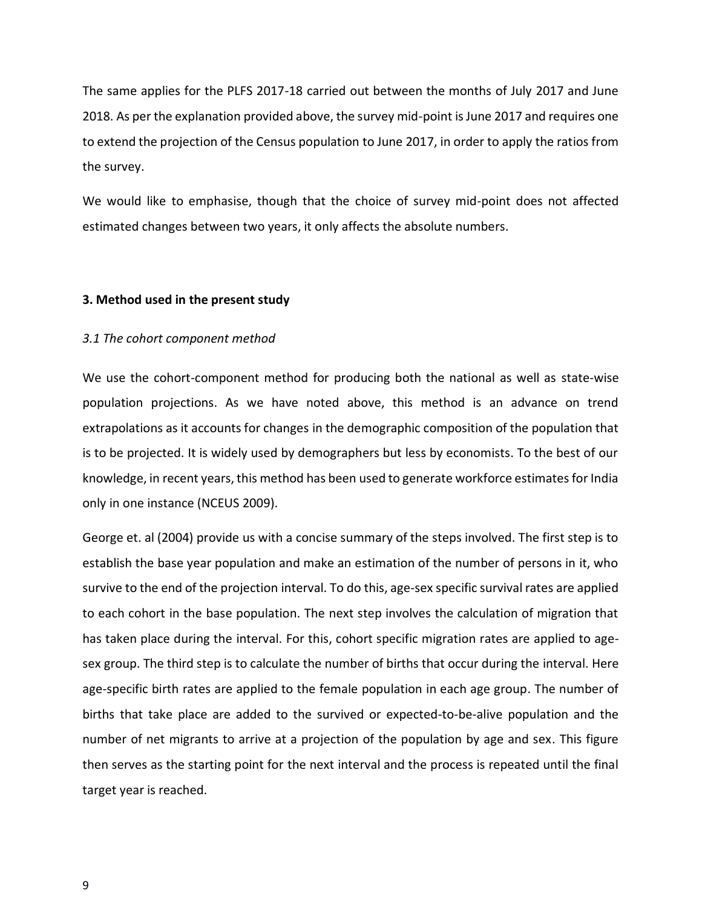The same applies for the PLFS 2017-18 carried out between the months of July 2017 and June 2018. As per the explanation provided above, the survey mid-point is June 2017 and requires one to extend the projection of the Census population to June 2017, in order to apply the ratios from the survey.

We would like to emphasise, though that the choice of survey mid-point does not affected estimated changes between two years, it only affects the absolute numbers.

## 3. Method used in the present study

### *3.1 The cohort component method*

We use the cohort-component method for producing both the national as well as state-wise population projections. As we have noted above, this method is an advance on trend extrapolations as it accounts for changes in the demographic composition of the population that is to be projected. It is widely used by demographers but less by economists. To the best of our knowledge, in recent years, this method has been used to generate workforce estimates for India only in one instance (NCEUS 2009).

George et. al (2004) provide us with a concise summary of the steps involved. The first step is to establish the base year population and make an estimation of the number of persons in it, who survive to the end of the projection interval. To do this, age-sex specific survival rates are applied to each cohort in the base population. The next step involves the calculation of migration that has taken place during the interval. For this, cohort specific migration rates are applied to age-sex group. The third step is to calculate the number of births that occur during the interval. Here age-specific birth rates are applied to the female population in each age group. The number of births that take place are added to the survived or expected-to-be-alive population and the number of net migrants to arrive at a projection of the population by age and sex. This figure then serves as the starting point for the next interval and the process is repeated until the final target year is reached.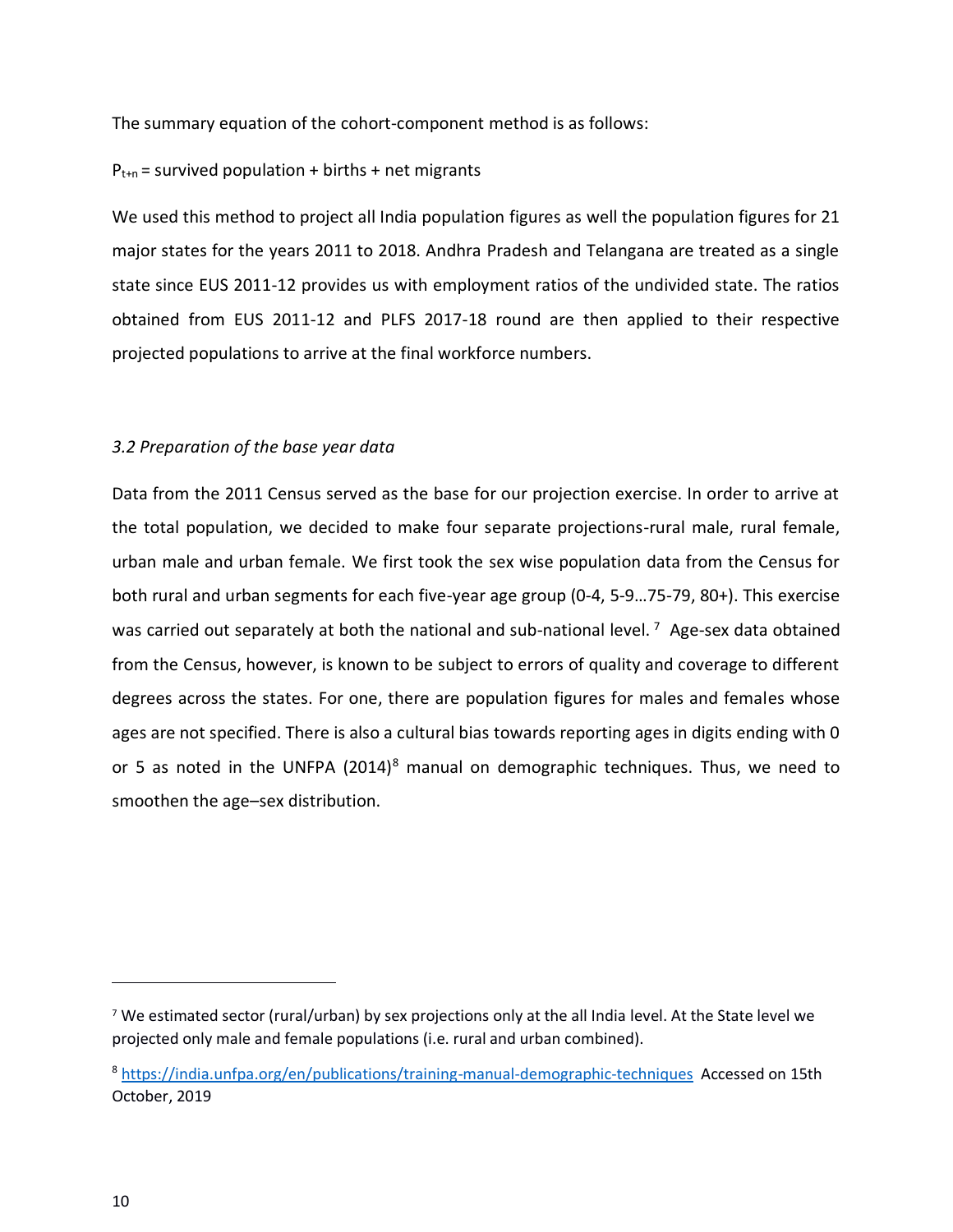The summary equation of the cohort-component method is as follows:

$P_{t+n}$ = survived population + births + net migrants

We used this method to project all India population figures as well the population figures for 21 major states for the years 2011 to 2018. Andhra Pradesh and Telangana are treated as a single state since EUS 2011-12 provides us with employment ratios of the undivided state. The ratios obtained from EUS 2011-12 and PLFS 2017-18 round are then applied to their respective projected populations to arrive at the final workforce numbers.

### *3.2 Preparation of the base year data*

Data from the 2011 Census served as the base for our projection exercise. In order to arrive at the total population, we decided to make four separate projections-rural male, rural female, urban male and urban female. We first took the sex wise population data from the Census for both rural and urban segments for each five-year age group (0-4, 5-9…75-79, 80+). This exercise was carried out separately at both the national and sub-national level. [7] Age-sex data obtained from the Census, however, is known to be subject to errors of quality and coverage to different degrees across the states. For one, there are population figures for males and females whose ages are not specified. There is also a cultural bias towards reporting ages in digits ending with 0 or 5 as noted in the UNFPA (2014)[8] manual on demographic techniques. Thus, we need to smoothen the age–sex distribution.

---

[7] We estimated sector (rural/urban) by sex projections only at the all India level. At the State level we projected only male and female populations (i.e. rural and urban combined).

[8] https://india.unfpa.org/en/publications/training-manual-demographic-techniques Accessed on 15th October, 2019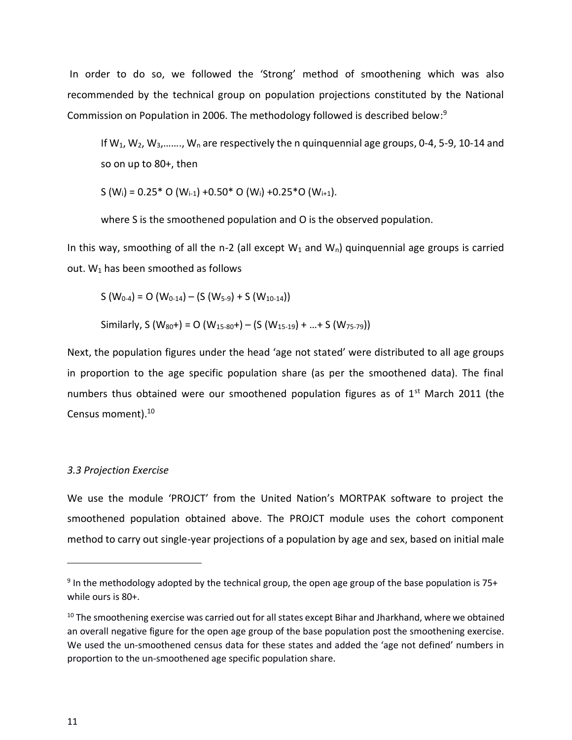In order to do so, we followed the 'Strong' method of smoothening which was also recommended by the technical group on population projections constituted by the National Commission on Population in 2006. The methodology followed is described below:[9]

> If $W_1, W_2, W_3, \ldots\ldots, W_n$ are respectively the n quinquennial age groups, 0-4, 5-9, 10-14 and so on up to 80+, then
>
> $S(W_i) = 0.25 * O(W_{i-1}) + 0.50 * O(W_i) + 0.25 * O(W_{i+1})$.
>
> where S is the smoothened population and O is the observed population.

In this way, smoothing of all the n-2 (all except $W_1$ and $W_n$) quinquennial age groups is carried out. $W_1$ has been smoothed as follows

> $S(W_{0\text{-}4}) = O(W_{0\text{-}14}) - (S(W_{5\text{-}9}) + S(W_{10\text{-}14}))$
>
> Similarly, $S(W_{80}+) = O(W_{15\text{-}80}+) - (S(W_{15\text{-}19}) + \ldots + S(W_{75\text{-}79}))$

Next, the population figures under the head 'age not stated' were distributed to all age groups in proportion to the age specific population share (as per the smoothened data). The final numbers thus obtained were our smoothened population figures as of 1st March 2011 (the Census moment).[10]

### *3.3 Projection Exercise*

We use the module 'PROJCT' from the United Nation's MORTPAK software to project the smoothened population obtained above. The PROJCT module uses the cohort component method to carry out single-year projections of a population by age and sex, based on initial male

---

[9] In the methodology adopted by the technical group, the open age group of the base population is 75+ while ours is 80+.

[10] The smoothening exercise was carried out for all states except Bihar and Jharkhand, where we obtained an overall negative figure for the open age group of the base population post the smoothening exercise. We used the un-smoothened census data for these states and added the 'age not defined' numbers in proportion to the un-smoothened age specific population share.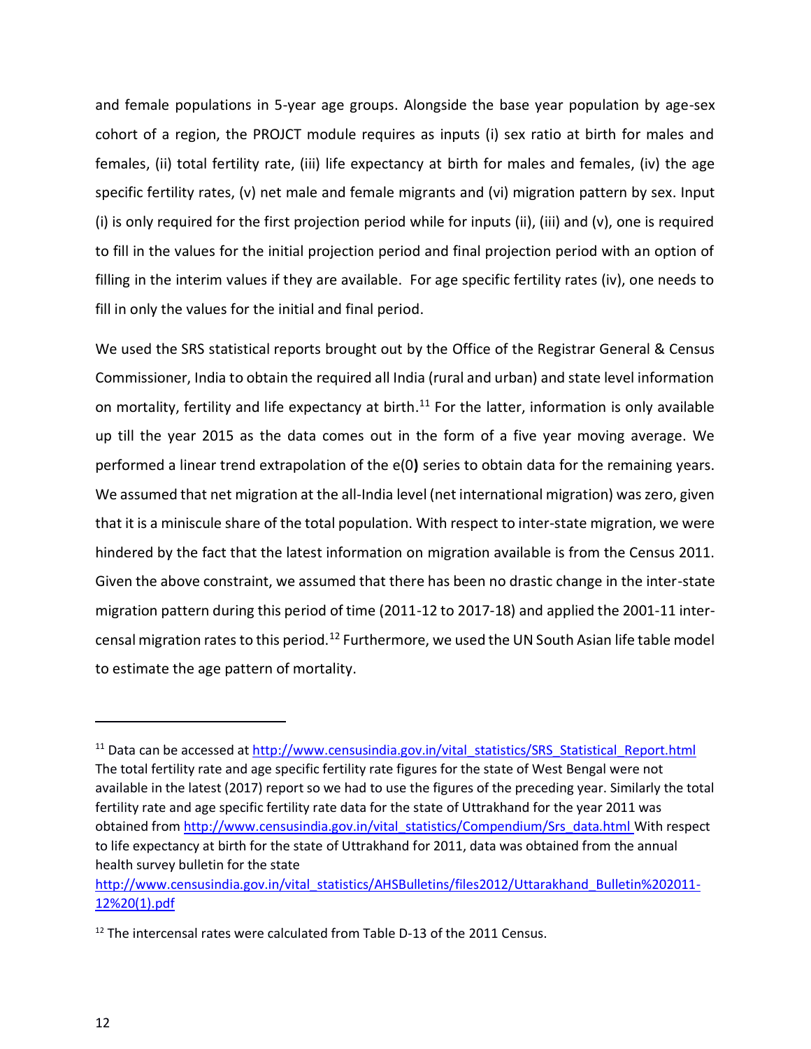and female populations in 5-year age groups. Alongside the base year population by age-sex cohort of a region, the PROJCT module requires as inputs (i) sex ratio at birth for males and females, (ii) total fertility rate, (iii) life expectancy at birth for males and females, (iv) the age specific fertility rates, (v) net male and female migrants and (vi) migration pattern by sex. Input (i) is only required for the first projection period while for inputs (ii), (iii) and (v), one is required to fill in the values for the initial projection period and final projection period with an option of filling in the interim values if they are available. For age specific fertility rates (iv), one needs to fill in only the values for the initial and final period.

We used the SRS statistical reports brought out by the Office of the Registrar General & Census Commissioner, India to obtain the required all India (rural and urban) and state level information on mortality, fertility and life expectancy at birth.[11] For the latter, information is only available up till the year 2015 as the data comes out in the form of a five year moving average. We performed a linear trend extrapolation of the e(0**)** series to obtain data for the remaining years. We assumed that net migration at the all-India level (net international migration) was zero, given that it is a miniscule share of the total population. With respect to inter-state migration, we were hindered by the fact that the latest information on migration available is from the Census 2011. Given the above constraint, we assumed that there has been no drastic change in the inter-state migration pattern during this period of time (2011-12 to 2017-18) and applied the 2001-11 inter-censal migration rates to this period.[12] Furthermore, we used the UN South Asian life table model to estimate the age pattern of mortality.

---

[11] Data can be accessed at http://www.censusindia.gov.in/vital_statistics/SRS_Statistical_Report.html The total fertility rate and age specific fertility rate figures for the state of West Bengal were not available in the latest (2017) report so we had to use the figures of the preceding year. Similarly the total fertility rate and age specific fertility rate data for the state of Uttrakhand for the year 2011 was obtained from http://www.censusindia.gov.in/vital_statistics/Compendium/Srs_data.html With respect to life expectancy at birth for the state of Uttrakhand for 2011, data was obtained from the annual health survey bulletin for the state http://www.censusindia.gov.in/vital_statistics/AHSBulletins/files2012/Uttarakhand_Bulletin%202011-12%20(1).pdf

[12] The intercensal rates were calculated from Table D-13 of the 2011 Census.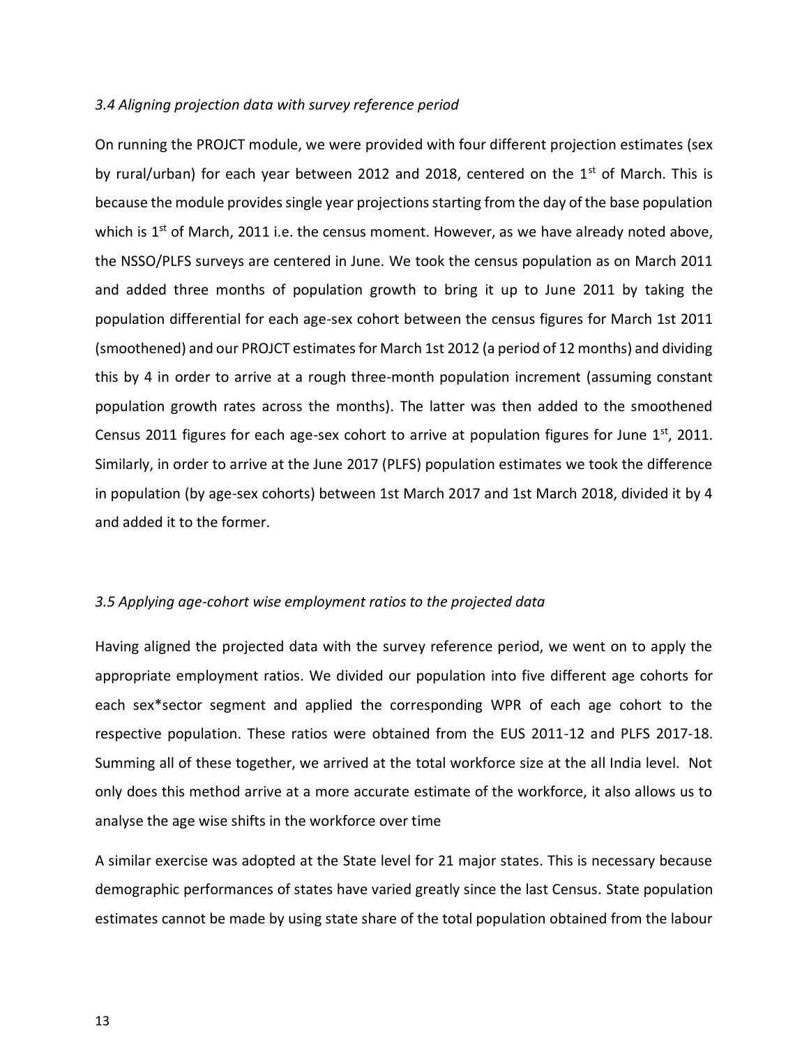*3.4 Aligning projection data with survey reference period*

On running the PROJCT module, we were provided with four different projection estimates (sex by rural/urban) for each year between 2012 and 2018, centered on the 1st of March. This is because the module provides single year projections starting from the day of the base population which is 1st of March, 2011 i.e. the census moment. However, as we have already noted above, the NSSO/PLFS surveys are centered in June. We took the census population as on March 2011 and added three months of population growth to bring it up to June 2011 by taking the population differential for each age-sex cohort between the census figures for March 1st 2011 (smoothened) and our PROJCT estimates for March 1st 2012 (a period of 12 months) and dividing this by 4 in order to arrive at a rough three-month population increment (assuming constant population growth rates across the months). The latter was then added to the smoothened Census 2011 figures for each age-sex cohort to arrive at population figures for June 1st, 2011. Similarly, in order to arrive at the June 2017 (PLFS) population estimates we took the difference in population (by age-sex cohorts) between 1st March 2017 and 1st March 2018, divided it by 4 and added it to the former.

*3.5 Applying age-cohort wise employment ratios to the projected data*

Having aligned the projected data with the survey reference period, we went on to apply the appropriate employment ratios. We divided our population into five different age cohorts for each sex*sector segment and applied the corresponding WPR of each age cohort to the respective population. These ratios were obtained from the EUS 2011-12 and PLFS 2017-18. Summing all of these together, we arrived at the total workforce size at the all India level. Not only does this method arrive at a more accurate estimate of the workforce, it also allows us to analyse the age wise shifts in the workforce over time

A similar exercise was adopted at the State level for 21 major states. This is necessary because demographic performances of states have varied greatly since the last Census. State population estimates cannot be made by using state share of the total population obtained from the labour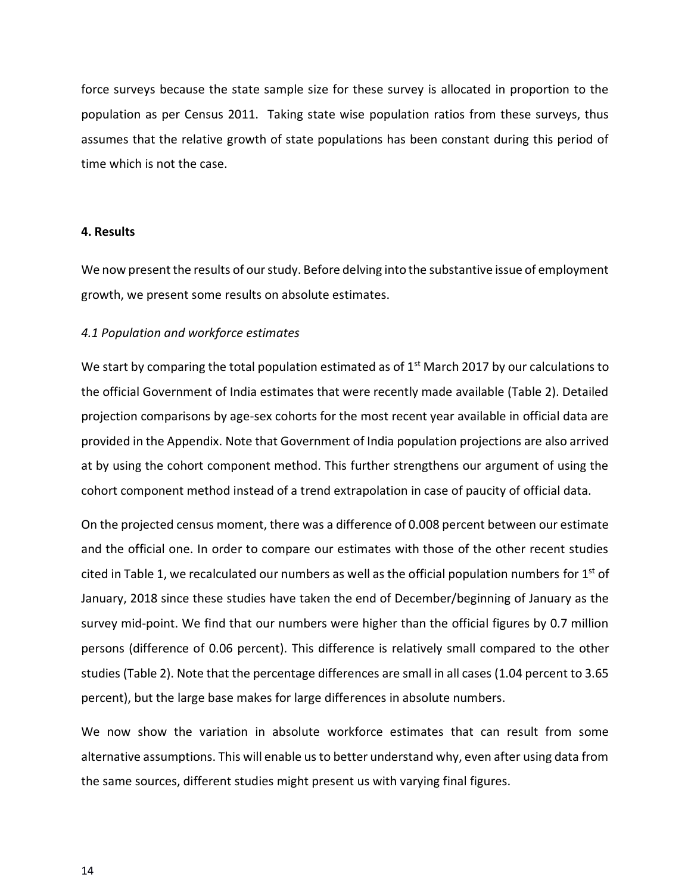force surveys because the state sample size for these survey is allocated in proportion to the population as per Census 2011. Taking state wise population ratios from these surveys, thus assumes that the relative growth of state populations has been constant during this period of time which is not the case.

## 4. Results

We now present the results of our study. Before delving into the substantive issue of employment growth, we present some results on absolute estimates.

### *4.1 Population and workforce estimates*

We start by comparing the total population estimated as of 1st March 2017 by our calculations to the official Government of India estimates that were recently made available (Table 2). Detailed projection comparisons by age-sex cohorts for the most recent year available in official data are provided in the Appendix. Note that Government of India population projections are also arrived at by using the cohort component method. This further strengthens our argument of using the cohort component method instead of a trend extrapolation in case of paucity of official data.

On the projected census moment, there was a difference of 0.008 percent between our estimate and the official one. In order to compare our estimates with those of the other recent studies cited in Table 1, we recalculated our numbers as well as the official population numbers for 1st of January, 2018 since these studies have taken the end of December/beginning of January as the survey mid-point. We find that our numbers were higher than the official figures by 0.7 million persons (difference of 0.06 percent). This difference is relatively small compared to the other studies (Table 2). Note that the percentage differences are small in all cases (1.04 percent to 3.65 percent), but the large base makes for large differences in absolute numbers.

We now show the variation in absolute workforce estimates that can result from some alternative assumptions. This will enable us to better understand why, even after using data from the same sources, different studies might present us with varying final figures.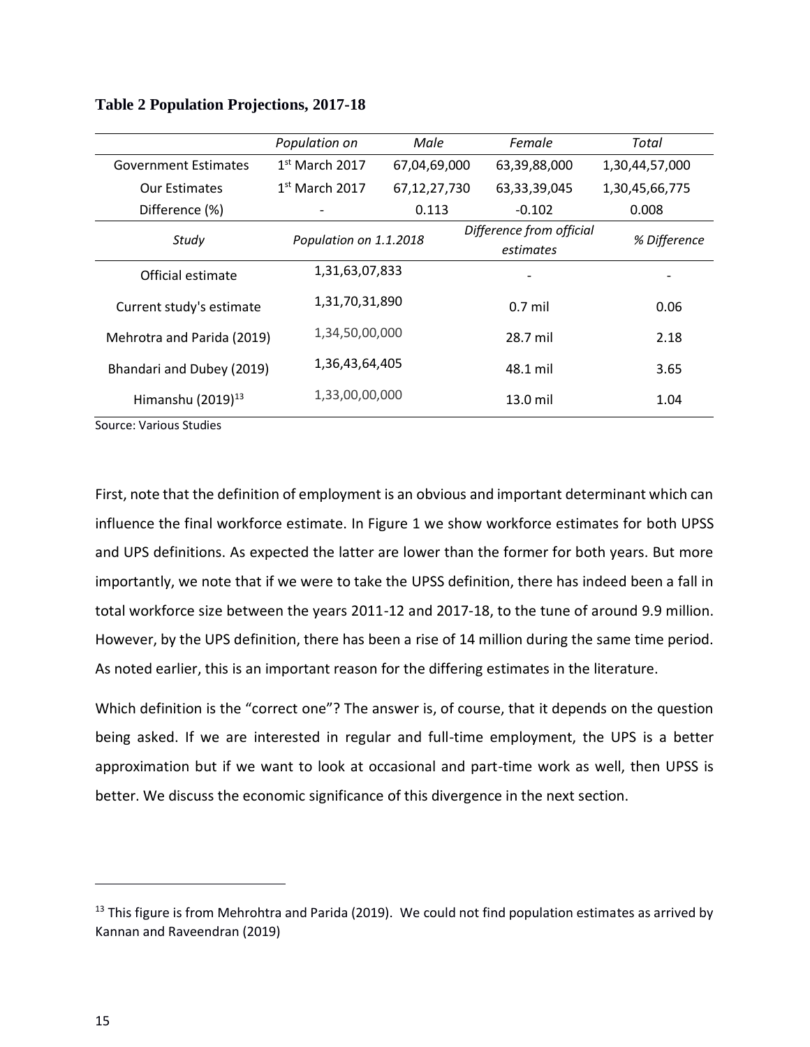**Table 2 Population Projections, 2017-18**

| | *Population on* | *Male* | *Female* | *Total* |
|---|---|---|---|---|
| Government Estimates | 1st March 2017 | 67,04,69,000 | 63,39,88,000 | 1,30,44,57,000 |
| Our Estimates | 1st March 2017 | 67,12,27,730 | 63,33,39,045 | 1,30,45,66,775 |
| Difference (%) | - | 0.113 | -0.102 | 0.008 |
| *Study* | *Population on 1.1.2018* | | *Difference from official estimates* | *% Difference* |
| Official estimate | 1,31,63,07,833 | | - | - |
| Current study's estimate | 1,31,70,31,890 | | 0.7 mil | 0.06 |
| Mehrotra and Parida (2019) | 1,34,50,00,000 | | 28.7 mil | 2.18 |
| Bhandari and Dubey (2019) | 1,36,43,64,405 | | 48.1 mil | 3.65 |
| Himanshu (2019)[13] | 1,33,00,00,000 | | 13.0 mil | 1.04 |

Source: Various Studies

First, note that the definition of employment is an obvious and important determinant which can influence the final workforce estimate. In Figure 1 we show workforce estimates for both UPSS and UPS definitions. As expected the latter are lower than the former for both years. But more importantly, we note that if we were to take the UPSS definition, there has indeed been a fall in total workforce size between the years 2011-12 and 2017-18, to the tune of around 9.9 million. However, by the UPS definition, there has been a rise of 14 million during the same time period. As noted earlier, this is an important reason for the differing estimates in the literature.

Which definition is the "correct one"? The answer is, of course, that it depends on the question being asked. If we are interested in regular and full-time employment, the UPS is a better approximation but if we want to look at occasional and part-time work as well, then UPSS is better. We discuss the economic significance of this divergence in the next section.

[13] This figure is from Mehrohtra and Parida (2019). We could not find population estimates as arrived by Kannan and Raveendran (2019)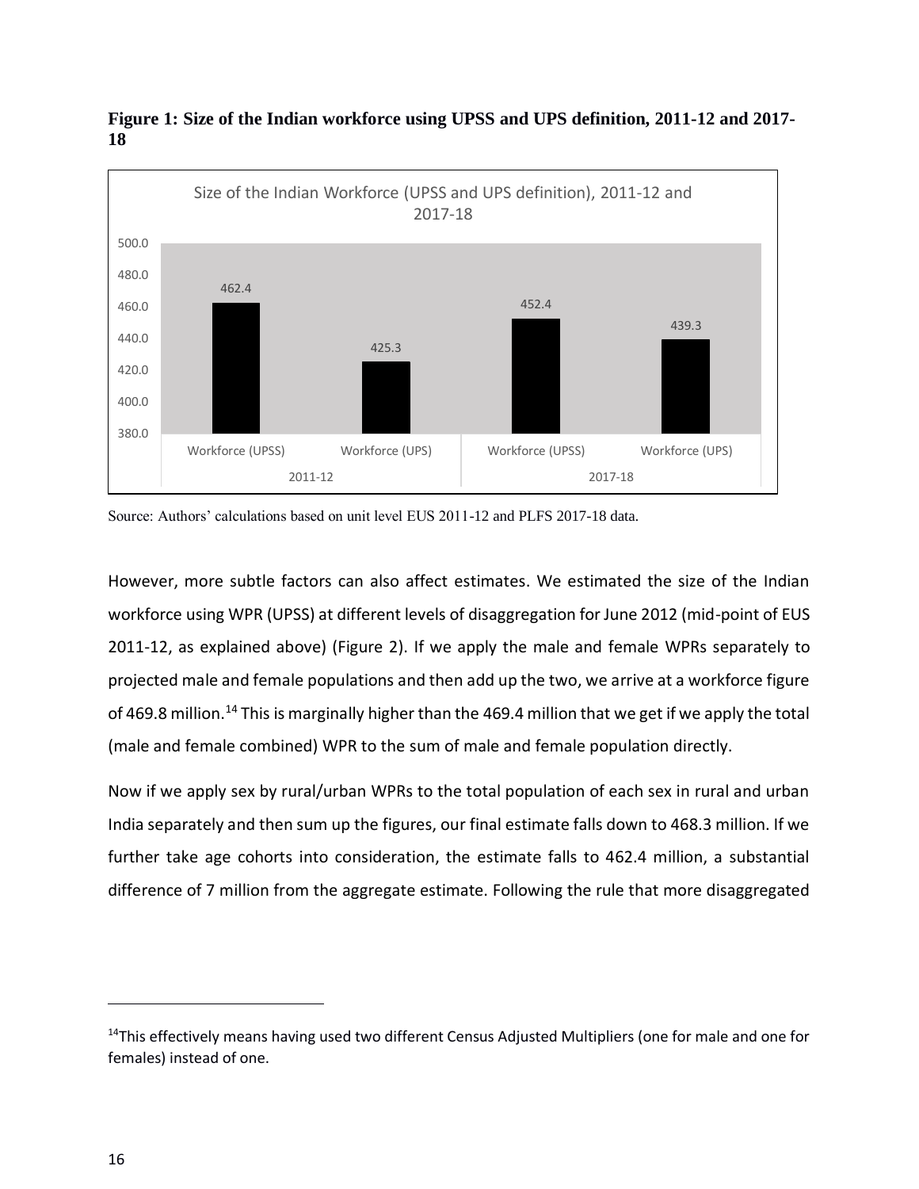**Figure 1: Size of the Indian workforce using UPSS and UPS definition, 2011-12 and 2017-18**

Size of the Indian Workforce (UPSS and UPS definition), 2011-12 and 2017-18

500.0
480.0
460.0
440.0
420.0
400.0
380.0

462.4
425.3
452.4
439.3

Workforce (UPSS)
Workforce (UPS)
Workforce (UPSS)
Workforce (UPS)

2011-12
2017-18

Source: Authors' calculations based on unit level EUS 2011-12 and PLFS 2017-18 data.

However, more subtle factors can also affect estimates. We estimated the size of the Indian workforce using WPR (UPSS) at different levels of disaggregation for June 2012 (mid-point of EUS 2011-12, as explained above) (Figure 2). If we apply the male and female WPRs separately to projected male and female populations and then add up the two, we arrive at a workforce figure of 469.8 million.[14] This is marginally higher than the 469.4 million that we get if we apply the total (male and female combined) WPR to the sum of male and female population directly.

Now if we apply sex by rural/urban WPRs to the total population of each sex in rural and urban India separately and then sum up the figures, our final estimate falls down to 468.3 million. If we further take age cohorts into consideration, the estimate falls to 462.4 million, a substantial difference of 7 million from the aggregate estimate. Following the rule that more disaggregated

[14]This effectively means having used two different Census Adjusted Multipliers (one for male and one for females) instead of one.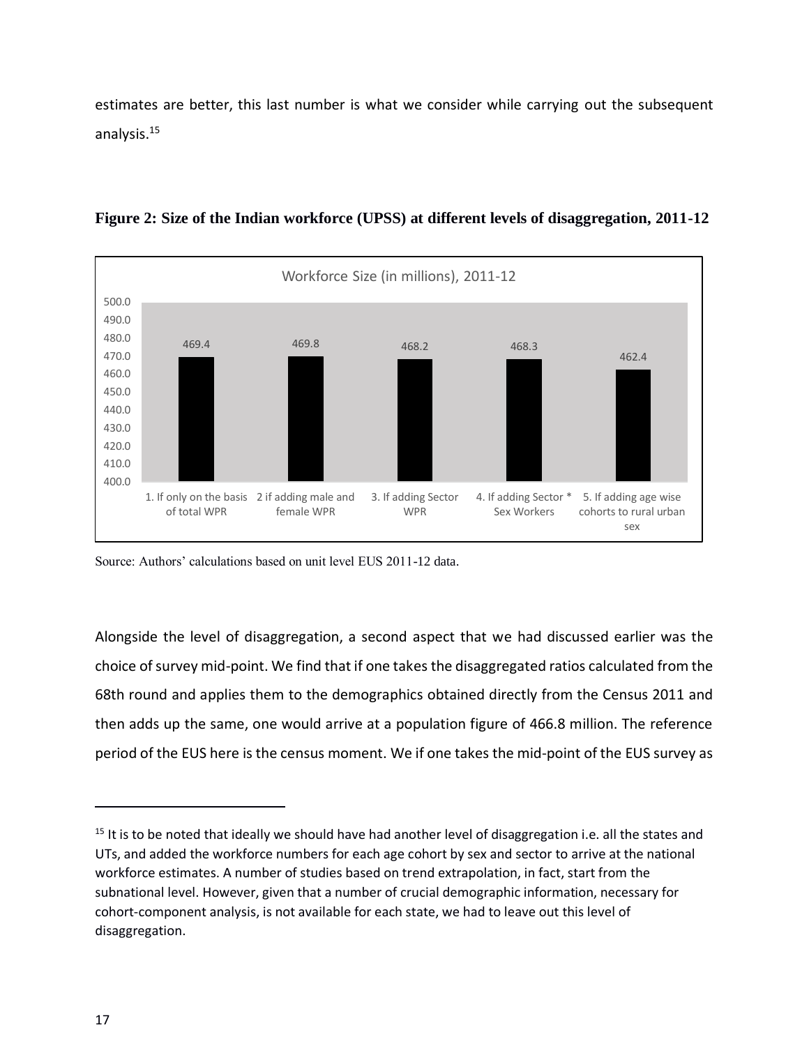estimates are better, this last number is what we consider while carrying out the subsequent analysis.[15]

**Figure 2: Size of the Indian workforce (UPSS) at different levels of disaggregation, 2011-12**

Source: Authors' calculations based on unit level EUS 2011-12 data.

Alongside the level of disaggregation, a second aspect that we had discussed earlier was the choice of survey mid-point. We find that if one takes the disaggregated ratios calculated from the 68th round and applies them to the demographics obtained directly from the Census 2011 and then adds up the same, one would arrive at a population figure of 466.8 million. The reference period of the EUS here is the census moment. We if one takes the mid-point of the EUS survey as

[15] It is to be noted that ideally we should have had another level of disaggregation i.e. all the states and UTs, and added the workforce numbers for each age cohort by sex and sector to arrive at the national workforce estimates. A number of studies based on trend extrapolation, in fact, start from the subnational level. However, given that a number of crucial demographic information, necessary for cohort-component analysis, is not available for each state, we had to leave out this level of disaggregation.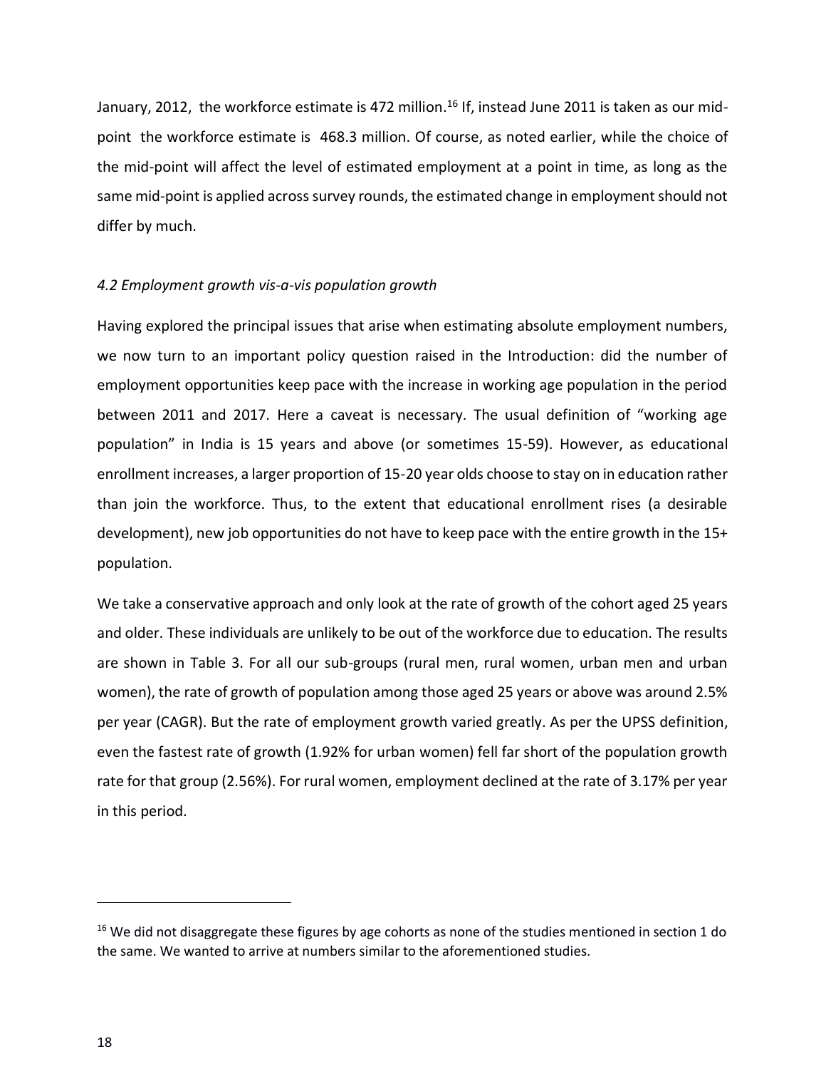January, 2012, the workforce estimate is 472 million.[16] If, instead June 2011 is taken as our mid-point the workforce estimate is 468.3 million. Of course, as noted earlier, while the choice of the mid-point will affect the level of estimated employment at a point in time, as long as the same mid-point is applied across survey rounds, the estimated change in employment should not differ by much.

### *4.2 Employment growth vis-a-vis population growth*

Having explored the principal issues that arise when estimating absolute employment numbers, we now turn to an important policy question raised in the Introduction: did the number of employment opportunities keep pace with the increase in working age population in the period between 2011 and 2017. Here a caveat is necessary. The usual definition of "working age population" in India is 15 years and above (or sometimes 15-59). However, as educational enrollment increases, a larger proportion of 15-20 year olds choose to stay on in education rather than join the workforce. Thus, to the extent that educational enrollment rises (a desirable development), new job opportunities do not have to keep pace with the entire growth in the 15+ population.

We take a conservative approach and only look at the rate of growth of the cohort aged 25 years and older. These individuals are unlikely to be out of the workforce due to education. The results are shown in Table 3. For all our sub-groups (rural men, rural women, urban men and urban women), the rate of growth of population among those aged 25 years or above was around 2.5% per year (CAGR). But the rate of employment growth varied greatly. As per the UPSS definition, even the fastest rate of growth (1.92% for urban women) fell far short of the population growth rate for that group (2.56%). For rural women, employment declined at the rate of 3.17% per year in this period.

---

[16] We did not disaggregate these figures by age cohorts as none of the studies mentioned in section 1 do the same. We wanted to arrive at numbers similar to the aforementioned studies.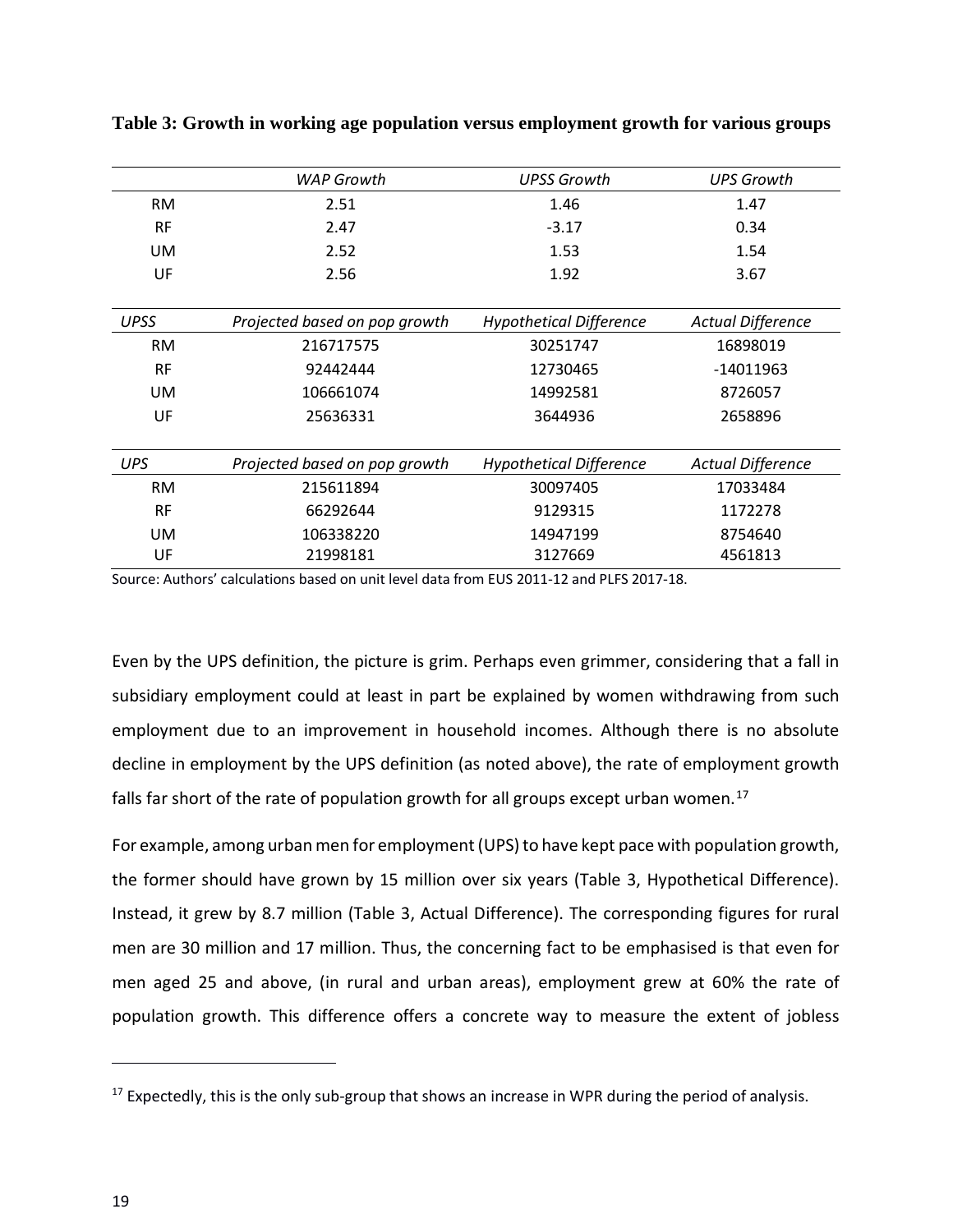**Table 3: Growth in working age population versus employment growth for various groups**

| | *WAP Growth* | *UPSS Growth* | *UPS Growth* |
|---|---|---|---|
| RM | 2.51 | 1.46 | 1.47 |
| RF | 2.47 | -3.17 | 0.34 |
| UM | 2.52 | 1.53 | 1.54 |
| UF | 2.56 | 1.92 | 3.67 |
| *UPSS* | *Projected based on pop growth* | *Hypothetical Difference* | *Actual Difference* |
| RM | 216717575 | 30251747 | 16898019 |
| RF | 92442444 | 12730465 | -14011963 |
| UM | 106661074 | 14992581 | 8726057 |
| UF | 25636331 | 3644936 | 2658896 |
| *UPS* | *Projected based on pop growth* | *Hypothetical Difference* | *Actual Difference* |
| RM | 215611894 | 30097405 | 17033484 |
| RF | 66292644 | 9129315 | 1172278 |
| UM | 106338220 | 14947199 | 8754640 |
| UF | 21998181 | 3127669 | 4561813 |

Source: Authors' calculations based on unit level data from EUS 2011-12 and PLFS 2017-18.

Even by the UPS definition, the picture is grim. Perhaps even grimmer, considering that a fall in subsidiary employment could at least in part be explained by women withdrawing from such employment due to an improvement in household incomes. Although there is no absolute decline in employment by the UPS definition (as noted above), the rate of employment growth falls far short of the rate of population growth for all groups except urban women.[17]

For example, among urban men for employment (UPS) to have kept pace with population growth, the former should have grown by 15 million over six years (Table 3, Hypothetical Difference). Instead, it grew by 8.7 million (Table 3, Actual Difference). The corresponding figures for rural men are 30 million and 17 million. Thus, the concerning fact to be emphasised is that even for men aged 25 and above, (in rural and urban areas), employment grew at 60% the rate of population growth. This difference offers a concrete way to measure the extent of jobless

[17] Expectedly, this is the only sub-group that shows an increase in WPR during the period of analysis.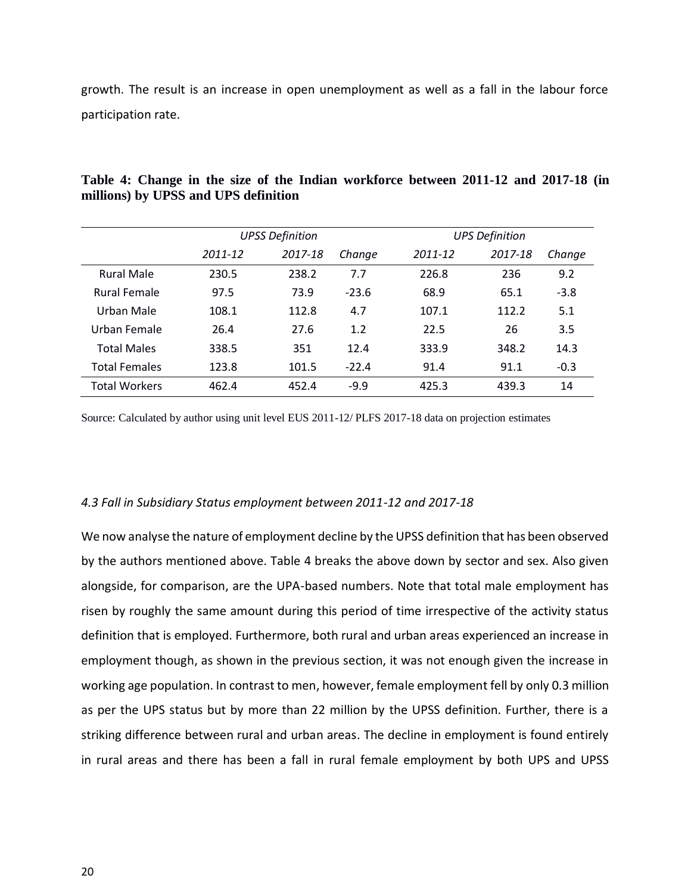growth. The result is an increase in open unemployment as well as a fall in the labour force participation rate.

**Table 4: Change in the size of the Indian workforce between 2011-12 and 2017-18 (in millions) by UPSS and UPS definition**

| | *UPSS Definition* | | | *UPS Definition* | | |
|---|---|---|---|---|---|---|
| | *2011-12* | *2017-18* | *Change* | *2011-12* | *2017-18* | *Change* |
| Rural Male | 230.5 | 238.2 | 7.7 | 226.8 | 236 | 9.2 |
| Rural Female | 97.5 | 73.9 | -23.6 | 68.9 | 65.1 | -3.8 |
| Urban Male | 108.1 | 112.8 | 4.7 | 107.1 | 112.2 | 5.1 |
| Urban Female | 26.4 | 27.6 | 1.2 | 22.5 | 26 | 3.5 |
| Total Males | 338.5 | 351 | 12.4 | 333.9 | 348.2 | 14.3 |
| Total Females | 123.8 | 101.5 | -22.4 | 91.4 | 91.1 | -0.3 |
| Total Workers | 462.4 | 452.4 | -9.9 | 425.3 | 439.3 | 14 |

Source: Calculated by author using unit level EUS 2011-12/ PLFS 2017-18 data on projection estimates

### *4.3 Fall in Subsidiary Status employment between 2011-12 and 2017-18*

We now analyse the nature of employment decline by the UPSS definition that has been observed by the authors mentioned above. Table 4 breaks the above down by sector and sex. Also given alongside, for comparison, are the UPA-based numbers. Note that total male employment has risen by roughly the same amount during this period of time irrespective of the activity status definition that is employed. Furthermore, both rural and urban areas experienced an increase in employment though, as shown in the previous section, it was not enough given the increase in working age population. In contrast to men, however, female employment fell by only 0.3 million as per the UPS status but by more than 22 million by the UPSS definition. Further, there is a striking difference between rural and urban areas. The decline in employment is found entirely in rural areas and there has been a fall in rural female employment by both UPS and UPSS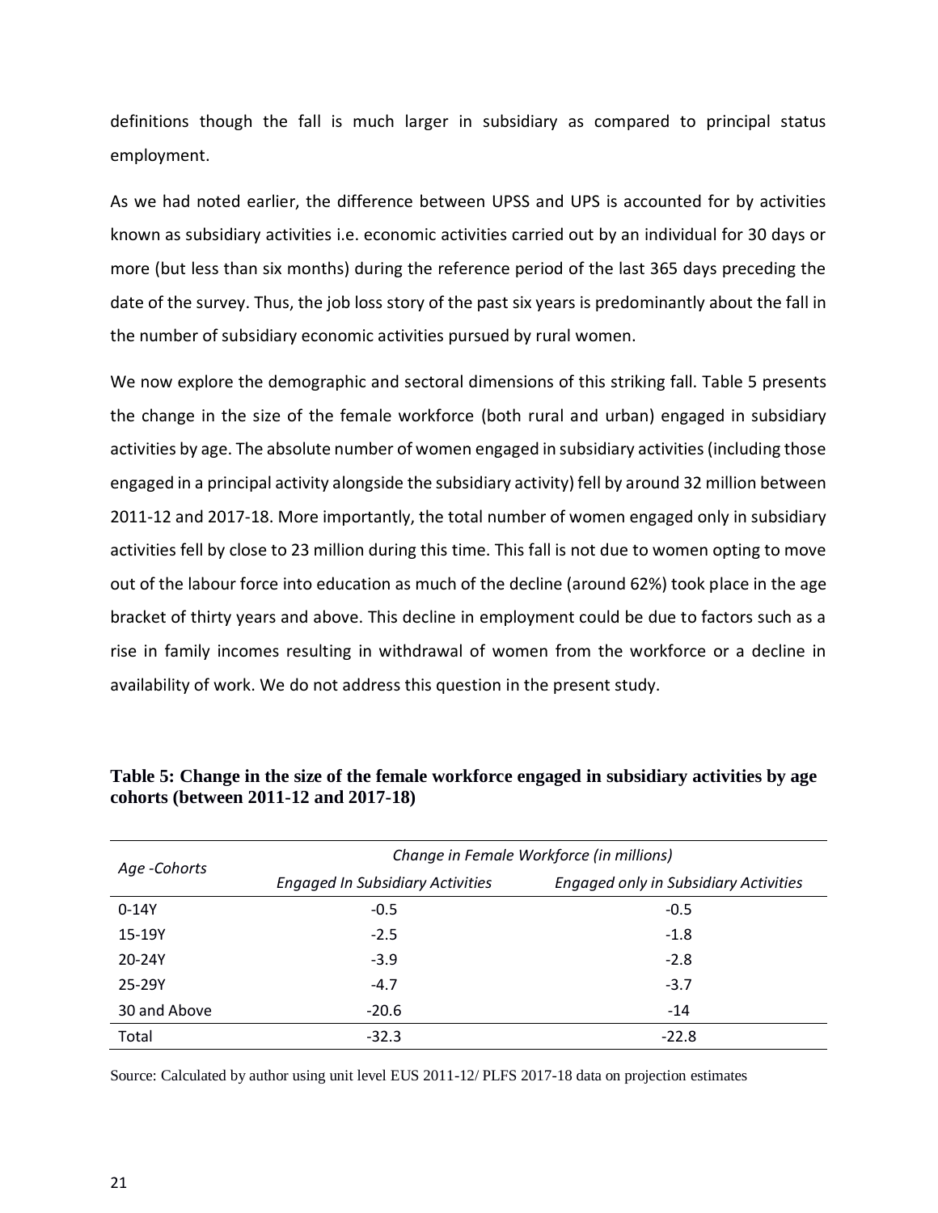definitions though the fall is much larger in subsidiary as compared to principal status employment.

As we had noted earlier, the difference between UPSS and UPS is accounted for by activities known as subsidiary activities i.e. economic activities carried out by an individual for 30 days or more (but less than six months) during the reference period of the last 365 days preceding the date of the survey. Thus, the job loss story of the past six years is predominantly about the fall in the number of subsidiary economic activities pursued by rural women.

We now explore the demographic and sectoral dimensions of this striking fall. Table 5 presents the change in the size of the female workforce (both rural and urban) engaged in subsidiary activities by age. The absolute number of women engaged in subsidiary activities (including those engaged in a principal activity alongside the subsidiary activity) fell by around 32 million between 2011-12 and 2017-18. More importantly, the total number of women engaged only in subsidiary activities fell by close to 23 million during this time. This fall is not due to women opting to move out of the labour force into education as much of the decline (around 62%) took place in the age bracket of thirty years and above. This decline in employment could be due to factors such as a rise in family incomes resulting in withdrawal of women from the workforce or a decline in availability of work. We do not address this question in the present study.

**Table 5: Change in the size of the female workforce engaged in subsidiary activities by age cohorts (between 2011-12 and 2017-18)**

| *Age -Cohorts* | *Change in Female Workforce (in millions)* | |
|---|---|---|
| | *Engaged In Subsidiary Activities* | *Engaged only in Subsidiary Activities* |
| 0-14Y | -0.5 | -0.5 |
| 15-19Y | -2.5 | -1.8 |
| 20-24Y | -3.9 | -2.8 |
| 25-29Y | -4.7 | -3.7 |
| 30 and Above | -20.6 | -14 |
| Total | -32.3 | -22.8 |

Source: Calculated by author using unit level EUS 2011-12/ PLFS 2017-18 data on projection estimates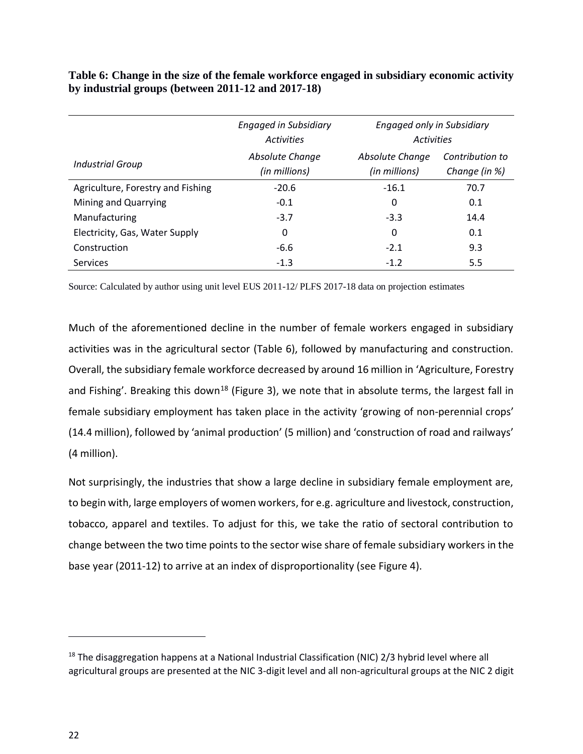**Table 6: Change in the size of the female workforce engaged in subsidiary economic activity by industrial groups (between 2011-12 and 2017-18)**

| *Industrial Group* | *Engaged in Subsidiary Activities* | *Engaged only in Subsidiary Activities* | |
|---|---|---|---|
| | *Absolute Change (in millions)* | *Absolute Change (in millions)* | *Contribution to Change (in %)* |
| Agriculture, Forestry and Fishing | -20.6 | -16.1 | 70.7 |
| Mining and Quarrying | -0.1 | 0 | 0.1 |
| Manufacturing | -3.7 | -3.3 | 14.4 |
| Electricity, Gas, Water Supply | 0 | 0 | 0.1 |
| Construction | -6.6 | -2.1 | 9.3 |
| Services | -1.3 | -1.2 | 5.5 |

Source: Calculated by author using unit level EUS 2011-12/ PLFS 2017-18 data on projection estimates

Much of the aforementioned decline in the number of female workers engaged in subsidiary activities was in the agricultural sector (Table 6), followed by manufacturing and construction. Overall, the subsidiary female workforce decreased by around 16 million in 'Agriculture, Forestry and Fishing'. Breaking this down[18] (Figure 3), we note that in absolute terms, the largest fall in female subsidiary employment has taken place in the activity 'growing of non-perennial crops' (14.4 million), followed by 'animal production' (5 million) and 'construction of road and railways' (4 million).

Not surprisingly, the industries that show a large decline in subsidiary female employment are, to begin with, large employers of women workers, for e.g. agriculture and livestock, construction, tobacco, apparel and textiles. To adjust for this, we take the ratio of sectoral contribution to change between the two time points to the sector wise share of female subsidiary workers in the base year (2011-12) to arrive at an index of disproportionality (see Figure 4).

[18] The disaggregation happens at a National Industrial Classification (NIC) 2/3 hybrid level where all agricultural groups are presented at the NIC 3-digit level and all non-agricultural groups at the NIC 2 digit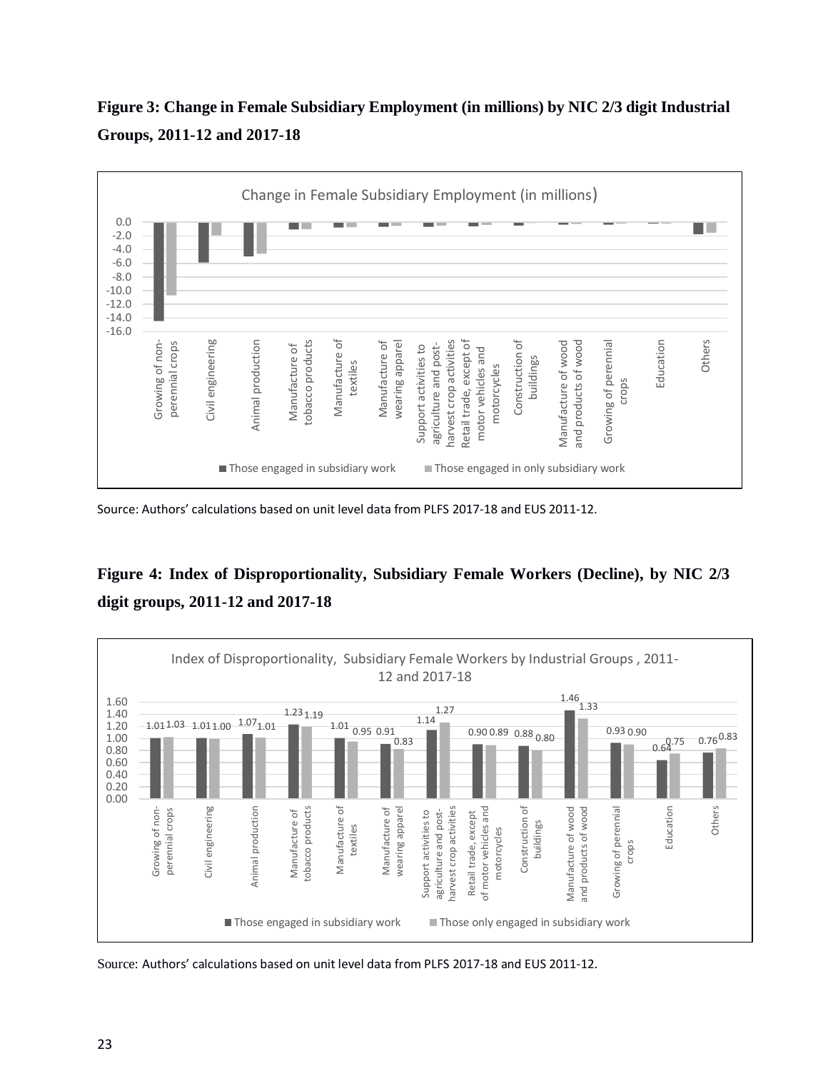**Figure 3: Change in Female Subsidiary Employment (in millions) by NIC 2/3 digit Industrial Groups, 2011-12 and 2017-18**

Change in Female Subsidiary Employment (in millions)

0.0
-2.0
-4.0
-6.0
-8.0
-10.0
-12.0
-14.0
-16.0

Growing of non-perennial crops
Civil engineering
Animal production
Manufacture of tobacco products
Manufacture of textiles
Manufacture of wearing apparel
Support activities to agriculture and post-harvest crop activities
Retail trade, except of motor vehicles and motorcycles
Construction of buildings
Manufacture of wood and products of wood
Growing of perennial crops
Education
Others

Those engaged in subsidiary work
Those engaged in only subsidiary work

Source: Authors' calculations based on unit level data from PLFS 2017-18 and EUS 2011-12.

**Figure 4: Index of Disproportionality, Subsidiary Female Workers (Decline), by NIC 2/3 digit groups, 2011-12 and 2017-18**

Index of Disproportionality, Subsidiary Female Workers by Industrial Groups , 2011-12 and 2017-18

1.60
1.40
1.20
1.00
0.80
0.60
0.40
0.20
0.00

1.01 1.03 1.01 1.00 1.07 1.01 1.23 1.19 1.01 0.95 0.91 0.83 1.14 1.27 0.90 0.89 0.88 0.80 1.46 1.33 0.93 0.90 0.64 0.75 0.76 0.83

Growing of non-perennial crops
Civil engineering
Animal production
Manufacture of tobacco products
Manufacture of textiles
Manufacture of wearing apparel
Support activities to agriculture and post-harvest crop activities
Retail trade, except of motor vehicles and motorcycles
Construction of buildings
Manufacture of wood and products of wood
Growing of perennial crops
Education
Others

Those engaged in subsidiary work
Those only engaged in subsidiary work

Source: Authors' calculations based on unit level data from PLFS 2017-18 and EUS 2011-12.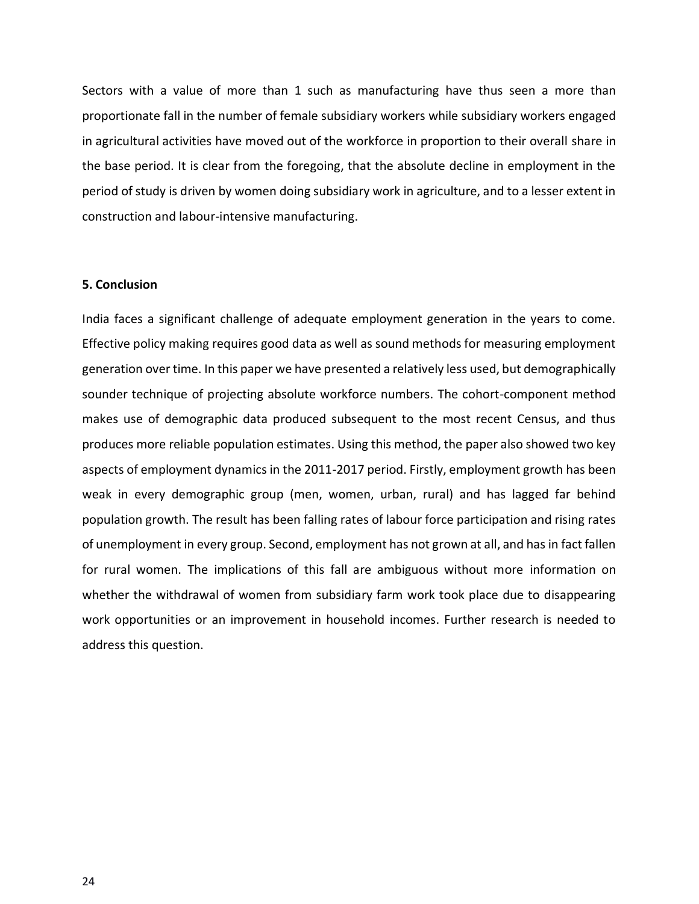Sectors with a value of more than 1 such as manufacturing have thus seen a more than proportionate fall in the number of female subsidiary workers while subsidiary workers engaged in agricultural activities have moved out of the workforce in proportion to their overall share in the base period. It is clear from the foregoing, that the absolute decline in employment in the period of study is driven by women doing subsidiary work in agriculture, and to a lesser extent in construction and labour-intensive manufacturing.

## 5. Conclusion

India faces a significant challenge of adequate employment generation in the years to come. Effective policy making requires good data as well as sound methods for measuring employment generation over time. In this paper we have presented a relatively less used, but demographically sounder technique of projecting absolute workforce numbers. The cohort-component method makes use of demographic data produced subsequent to the most recent Census, and thus produces more reliable population estimates. Using this method, the paper also showed two key aspects of employment dynamics in the 2011-2017 period. Firstly, employment growth has been weak in every demographic group (men, women, urban, rural) and has lagged far behind population growth. The result has been falling rates of labour force participation and rising rates of unemployment in every group. Second, employment has not grown at all, and has in fact fallen for rural women. The implications of this fall are ambiguous without more information on whether the withdrawal of women from subsidiary farm work took place due to disappearing work opportunities or an improvement in household incomes. Further research is needed to address this question.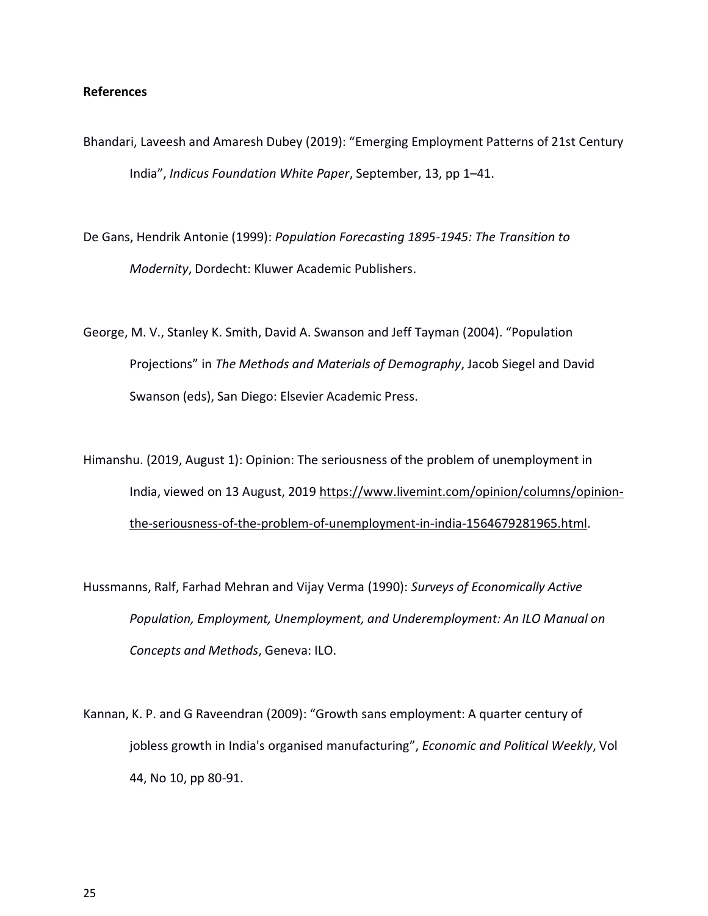**References**

Bhandari, Laveesh and Amaresh Dubey (2019): "Emerging Employment Patterns of 21st Century India", *Indicus Foundation White Paper*, September, 13, pp 1–41.

De Gans, Hendrik Antonie (1999): *Population Forecasting 1895-1945: The Transition to Modernity*, Dordecht: Kluwer Academic Publishers.

George, M. V., Stanley K. Smith, David A. Swanson and Jeff Tayman (2004). "Population Projections" in *The Methods and Materials of Demography*, Jacob Siegel and David Swanson (eds), San Diego: Elsevier Academic Press.

Himanshu. (2019, August 1): Opinion: The seriousness of the problem of unemployment in India, viewed on 13 August, 2019 https://www.livemint.com/opinion/columns/opinion-the-seriousness-of-the-problem-of-unemployment-in-india-1564679281965.html.

Hussmanns, Ralf, Farhad Mehran and Vijay Verma (1990): *Surveys of Economically Active Population, Employment, Unemployment, and Underemployment: An ILO Manual on Concepts and Methods*, Geneva: ILO.

Kannan, K. P. and G Raveendran (2009): "Growth sans employment: A quarter century of jobless growth in India's organised manufacturing", *Economic and Political Weekly*, Vol 44, No 10, pp 80-91.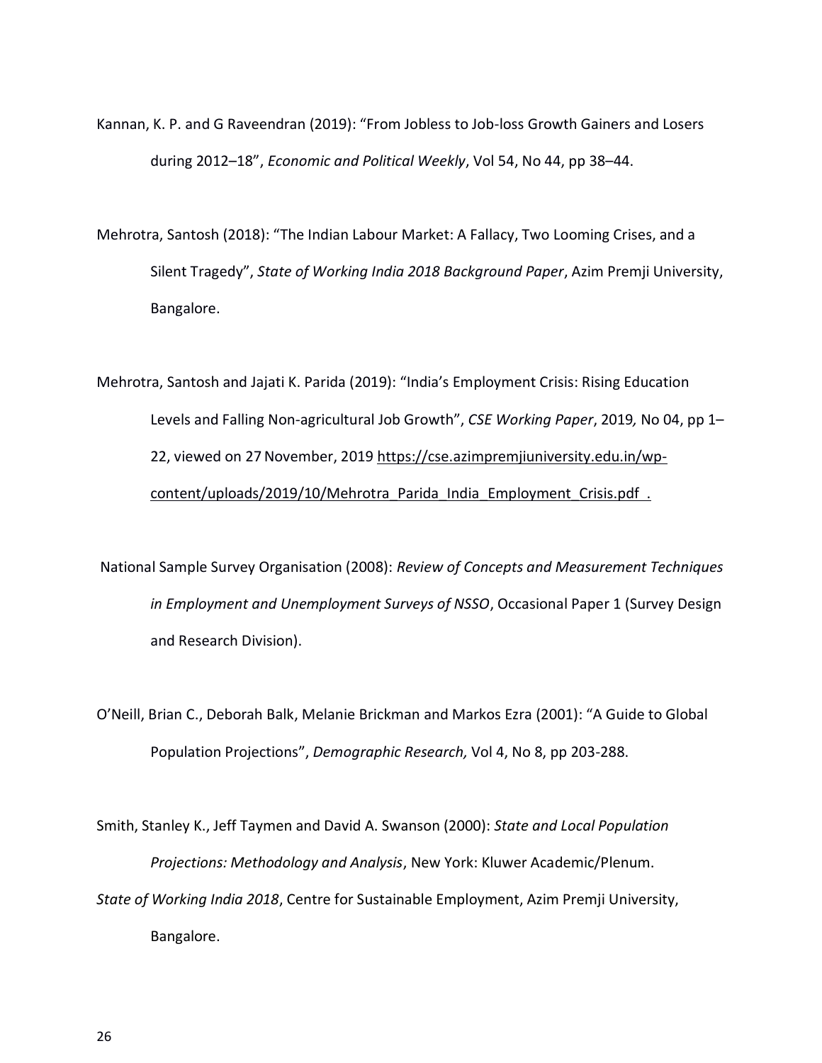Kannan, K. P. and G Raveendran (2019): "From Jobless to Job-loss Growth Gainers and Losers during 2012–18", *Economic and Political Weekly*, Vol 54, No 44, pp 38–44.

Mehrotra, Santosh (2018): "The Indian Labour Market: A Fallacy, Two Looming Crises, and a Silent Tragedy", *State of Working India 2018 Background Paper*, Azim Premji University, Bangalore.

Mehrotra, Santosh and Jajati K. Parida (2019): "India's Employment Crisis: Rising Education Levels and Falling Non-agricultural Job Growth", *CSE Working Paper*, 2019*,* No 04, pp 1–22, viewed on 27 November, 2019 https://cse.azimpremjiuniversity.edu.in/wp-content/uploads/2019/10/Mehrotra_Parida_India_Employment_Crisis.pdf .

National Sample Survey Organisation (2008): *Review of Concepts and Measurement Techniques in Employment and Unemployment Surveys of NSSO*, Occasional Paper 1 (Survey Design and Research Division).

O'Neill, Brian C., Deborah Balk, Melanie Brickman and Markos Ezra (2001): "A Guide to Global Population Projections", *Demographic Research,* Vol 4, No 8, pp 203-288.

Smith, Stanley K., Jeff Taymen and David A. Swanson (2000): *State and Local Population Projections: Methodology and Analysis*, New York: Kluwer Academic/Plenum.

*State of Working India 2018*, Centre for Sustainable Employment, Azim Premji University, Bangalore.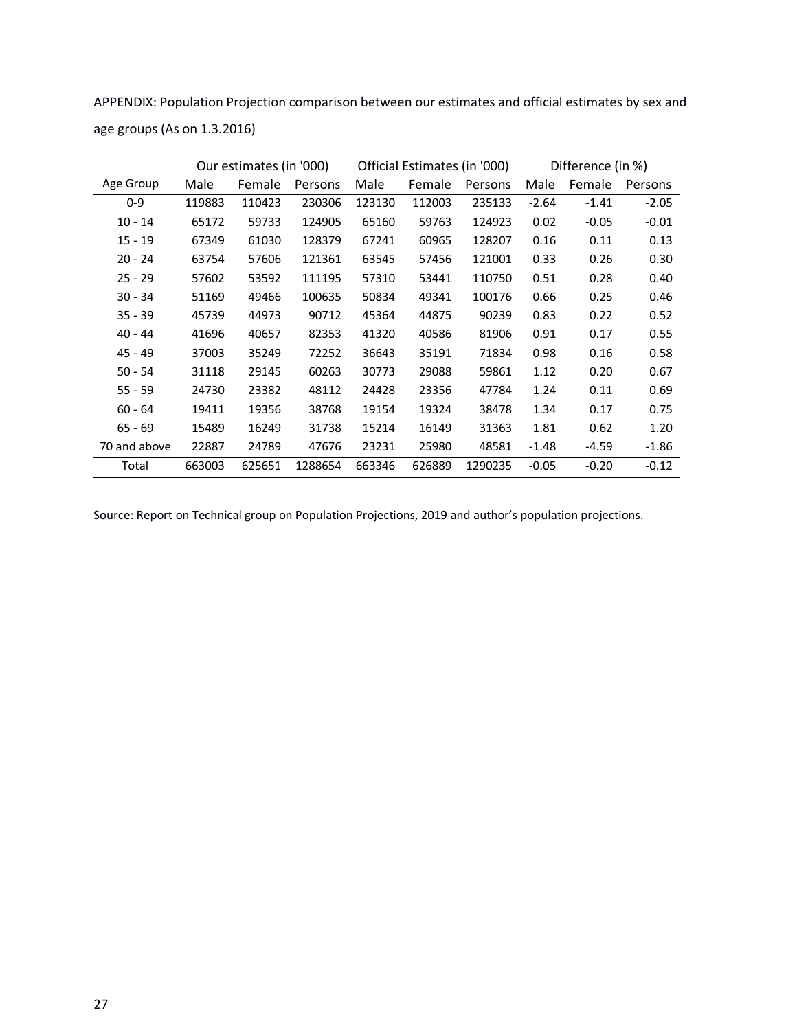APPENDIX: Population Projection comparison between our estimates and official estimates by sex and age groups (As on 1.3.2016)

| | Our estimates (in '000) | | | Official Estimates (in '000) | | | Difference (in %) | | |
|---|---|---|---|---|---|---|---|---|---|
| Age Group | Male | Female | Persons | Male | Female | Persons | Male | Female | Persons |
| 0-9 | 119883 | 110423 | 230306 | 123130 | 112003 | 235133 | -2.64 | -1.41 | -2.05 |
| 10 - 14 | 65172 | 59733 | 124905 | 65160 | 59763 | 124923 | 0.02 | -0.05 | -0.01 |
| 15 - 19 | 67349 | 61030 | 128379 | 67241 | 60965 | 128207 | 0.16 | 0.11 | 0.13 |
| 20 - 24 | 63754 | 57606 | 121361 | 63545 | 57456 | 121001 | 0.33 | 0.26 | 0.30 |
| 25 - 29 | 57602 | 53592 | 111195 | 57310 | 53441 | 110750 | 0.51 | 0.28 | 0.40 |
| 30 - 34 | 51169 | 49466 | 100635 | 50834 | 49341 | 100176 | 0.66 | 0.25 | 0.46 |
| 35 - 39 | 45739 | 44973 | 90712 | 45364 | 44875 | 90239 | 0.83 | 0.22 | 0.52 |
| 40 - 44 | 41696 | 40657 | 82353 | 41320 | 40586 | 81906 | 0.91 | 0.17 | 0.55 |
| 45 - 49 | 37003 | 35249 | 72252 | 36643 | 35191 | 71834 | 0.98 | 0.16 | 0.58 |
| 50 - 54 | 31118 | 29145 | 60263 | 30773 | 29088 | 59861 | 1.12 | 0.20 | 0.67 |
| 55 - 59 | 24730 | 23382 | 48112 | 24428 | 23356 | 47784 | 1.24 | 0.11 | 0.69 |
| 60 - 64 | 19411 | 19356 | 38768 | 19154 | 19324 | 38478 | 1.34 | 0.17 | 0.75 |
| 65 - 69 | 15489 | 16249 | 31738 | 15214 | 16149 | 31363 | 1.81 | 0.62 | 1.20 |
| 70 and above | 22887 | 24789 | 47676 | 23231 | 25980 | 48581 | -1.48 | -4.59 | -1.86 |
| Total | 663003 | 625651 | 1288654 | 663346 | 626889 | 1290235 | -0.05 | -0.20 | -0.12 |

Source: Report on Technical group on Population Projections, 2019 and author's population projections.